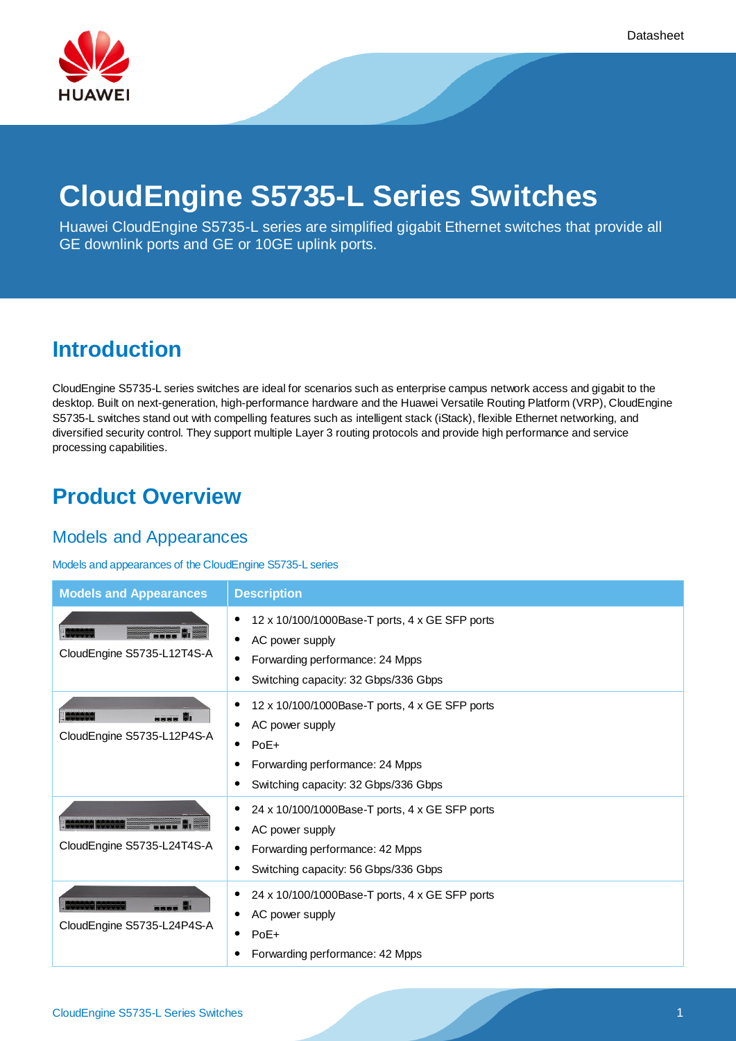# CloudEngine S5735-L Series Switches

Huawei CloudEngine S5735-L series are simplified gigabit Ethernet switches that provide all GE downlink ports and GE or 10GE uplink ports.

## Introduction

CloudEngine S5735-L series switches are ideal for scenarios such as enterprise campus network access and gigabit to the desktop. Built on next-generation, high-performance hardware and the Huawei Versatile Routing Platform (VRP), CloudEngine S5735-L switches stand out with compelling features such as intelligent stack (iStack), flexible Ethernet networking, and diversified security control. They support multiple Layer 3 routing protocols and provide high performance and service processing capabilities.

## Product Overview

### Models and Appearances

Models and appearances of the CloudEngine S5735-L series

| Models and Appearances | Description |
|---|---|
| CloudEngine S5735-L12T4S-A | • 12 x 10/100/1000Base-T ports, 4 x GE SFP ports<br>• AC power supply<br>• Forwarding performance: 24 Mpps<br>• Switching capacity: 32 Gbps/336 Gbps |
| CloudEngine S5735-L12P4S-A | • 12 x 10/100/1000Base-T ports, 4 x GE SFP ports<br>• AC power supply<br>• PoE+<br>• Forwarding performance: 24 Mpps<br>• Switching capacity: 32 Gbps/336 Gbps |
| CloudEngine S5735-L24T4S-A | • 24 x 10/100/1000Base-T ports, 4 x GE SFP ports<br>• AC power supply<br>• Forwarding performance: 42 Mpps<br>• Switching capacity: 56 Gbps/336 Gbps |
| CloudEngine S5735-L24P4S-A | • 24 x 10/100/1000Base-T ports, 4 x GE SFP ports<br>• AC power supply<br>• PoE+<br>• Forwarding performance: 42 Mpps |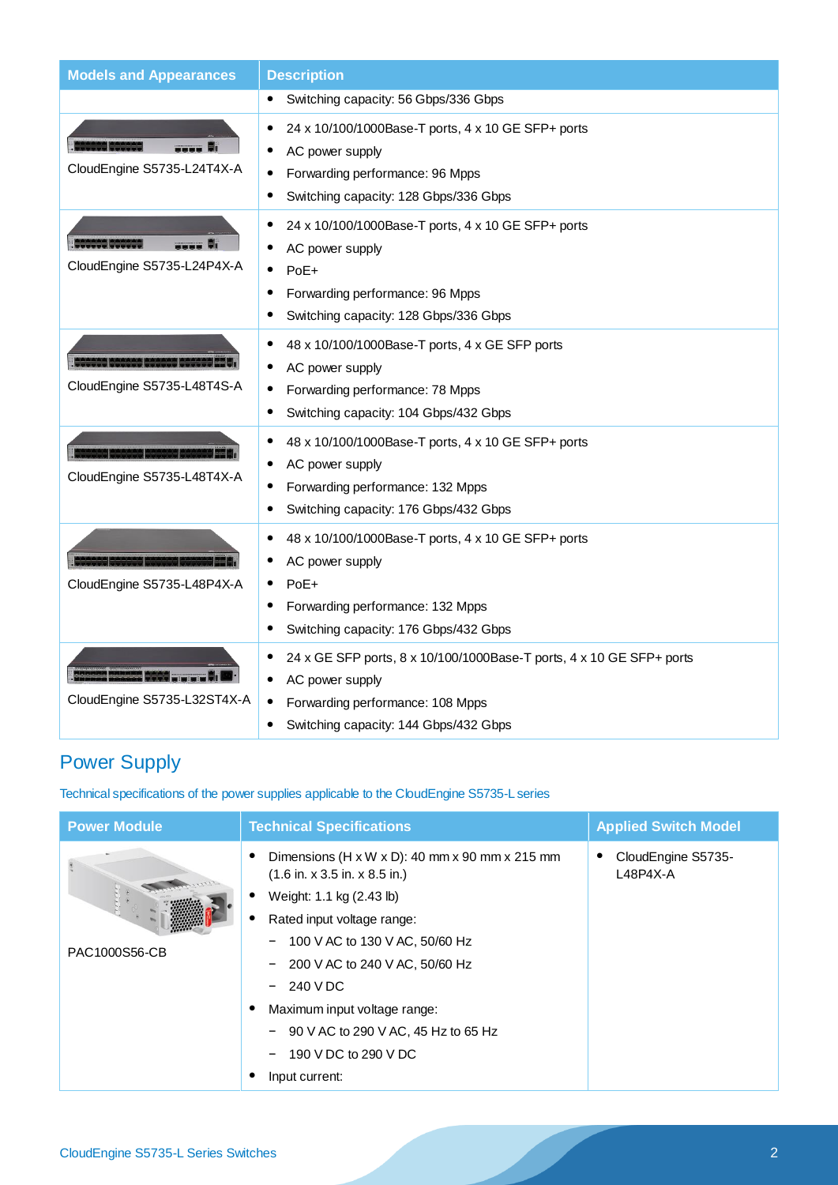| Models and Appearances | Description |
|---|---|
| | • Switching capacity: 56 Gbps/336 Gbps |
| CloudEngine S5735-L24T4X-A | • 24 x 10/100/1000Base-T ports, 4 x 10 GE SFP+ ports<br>• AC power supply<br>• Forwarding performance: 96 Mpps<br>• Switching capacity: 128 Gbps/336 Gbps |
| CloudEngine S5735-L24P4X-A | • 24 x 10/100/1000Base-T ports, 4 x 10 GE SFP+ ports<br>• AC power supply<br>• PoE+<br>• Forwarding performance: 96 Mpps<br>• Switching capacity: 128 Gbps/336 Gbps |
| CloudEngine S5735-L48T4S-A | • 48 x 10/100/1000Base-T ports, 4 x GE SFP ports<br>• AC power supply<br>• Forwarding performance: 78 Mpps<br>• Switching capacity: 104 Gbps/432 Gbps |
| CloudEngine S5735-L48T4X-A | • 48 x 10/100/1000Base-T ports, 4 x 10 GE SFP+ ports<br>• AC power supply<br>• Forwarding performance: 132 Mpps<br>• Switching capacity: 176 Gbps/432 Gbps |
| CloudEngine S5735-L48P4X-A | • 48 x 10/100/1000Base-T ports, 4 x 10 GE SFP+ ports<br>• AC power supply<br>• PoE+<br>• Forwarding performance: 132 Mpps<br>• Switching capacity: 176 Gbps/432 Gbps |
| CloudEngine S5735-L32ST4X-A | • 24 x GE SFP ports, 8 x 10/100/1000Base-T ports, 4 x 10 GE SFP+ ports<br>• AC power supply<br>• Forwarding performance: 108 Mpps<br>• Switching capacity: 144 Gbps/432 Gbps |

## Power Supply

Technical specifications of the power supplies applicable to the CloudEngine S5735-L series

| Power Module | Technical Specifications | Applied Switch Model |
|---|---|---|
| PAC1000S56-CB | • Dimensions (H x W x D): 40 mm x 90 mm x 215 mm (1.6 in. x 3.5 in. x 8.5 in.)<br>• Weight: 1.1 kg (2.43 lb)<br>• Rated input voltage range:<br>  − 100 V AC to 130 V AC, 50/60 Hz<br>  − 200 V AC to 240 V AC, 50/60 Hz<br>  − 240 V DC<br>• Maximum input voltage range:<br>  − 90 V AC to 290 V AC, 45 Hz to 65 Hz<br>  − 190 V DC to 290 V DC<br>• Input current: | • CloudEngine S5735-L48P4X-A |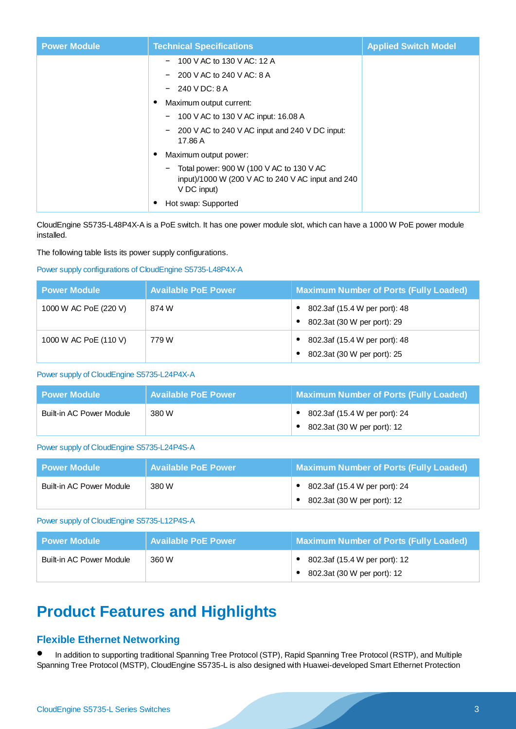| Power Module | Technical Specifications | Applied Switch Model |
|---|---|---|
| | − 100 V AC to 130 V AC: 12 A<br>− 200 V AC to 240 V AC: 8 A<br>− 240 V DC: 8 A<br>• Maximum output current:<br>− 100 V AC to 130 V AC input: 16.08 A<br>− 200 V AC to 240 V AC input and 240 V DC input: 17.86 A<br>• Maximum output power:<br>− Total power: 900 W (100 V AC to 130 V AC input)/1000 W (200 V AC to 240 V AC input and 240 V DC input)<br>• Hot swap: Supported | |

CloudEngine S5735-L48P4X-A is a PoE switch. It has one power module slot, which can have a 1000 W PoE power module installed.

The following table lists its power supply configurations.

Power supply configurations of CloudEngine S5735-L48P4X-A

| Power Module | Available PoE Power | Maximum Number of Ports (Fully Loaded) |
|---|---|---|
| 1000 W AC PoE (220 V) | 874 W | • 802.3af (15.4 W per port): 48<br>• 802.3at (30 W per port): 29 |
| 1000 W AC PoE (110 V) | 779 W | • 802.3af (15.4 W per port): 48<br>• 802.3at (30 W per port): 25 |

Power supply of CloudEngine S5735-L24P4X-A

| Power Module | Available PoE Power | Maximum Number of Ports (Fully Loaded) |
|---|---|---|
| Built-in AC Power Module | 380 W | • 802.3af (15.4 W per port): 24<br>• 802.3at (30 W per port): 12 |

Power supply of CloudEngine S5735-L24P4S-A

| Power Module | Available PoE Power | Maximum Number of Ports (Fully Loaded) |
|---|---|---|
| Built-in AC Power Module | 380 W | • 802.3af (15.4 W per port): 24<br>• 802.3at (30 W per port): 12 |

Power supply of CloudEngine S5735-L12P4S-A

| Power Module | Available PoE Power | Maximum Number of Ports (Fully Loaded) |
|---|---|---|
| Built-in AC Power Module | 360 W | • 802.3af (15.4 W per port): 12<br>• 802.3at (30 W per port): 12 |

# Product Features and Highlights

## Flexible Ethernet Networking

- In addition to supporting traditional Spanning Tree Protocol (STP), Rapid Spanning Tree Protocol (RSTP), and Multiple Spanning Tree Protocol (MSTP), CloudEngine S5735-L is also designed with Huawei-developed Smart Ethernet Protection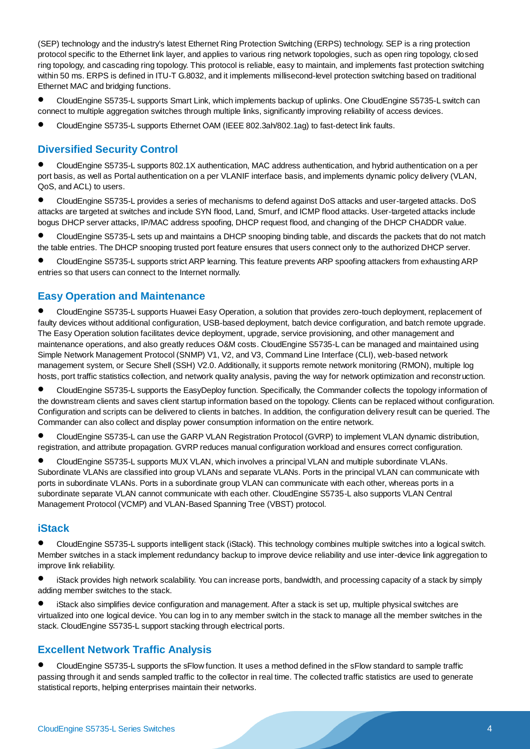(SEP) technology and the industry's latest Ethernet Ring Protection Switching (ERPS) technology. SEP is a ring protection protocol specific to the Ethernet link layer, and applies to various ring network topologies, such as open ring topology, closed ring topology, and cascading ring topology. This protocol is reliable, easy to maintain, and implements fast protection switching within 50 ms. ERPS is defined in ITU-T G.8032, and it implements millisecond-level protection switching based on traditional Ethernet MAC and bridging functions.

- CloudEngine S5735-L supports Smart Link, which implements backup of uplinks. One CloudEngine S5735-L switch can connect to multiple aggregation switches through multiple links, significantly improving reliability of access devices.
- CloudEngine S5735-L supports Ethernet OAM (IEEE 802.3ah/802.1ag) to fast-detect link faults.

## Diversified Security Control

- CloudEngine S5735-L supports 802.1X authentication, MAC address authentication, and hybrid authentication on a per port basis, as well as Portal authentication on a per VLANIF interface basis, and implements dynamic policy delivery (VLAN, QoS, and ACL) to users.
- CloudEngine S5735-L provides a series of mechanisms to defend against DoS attacks and user-targeted attacks. DoS attacks are targeted at switches and include SYN flood, Land, Smurf, and ICMP flood attacks. User-targeted attacks include bogus DHCP server attacks, IP/MAC address spoofing, DHCP request flood, and changing of the DHCP CHADDR value.
- CloudEngine S5735-L sets up and maintains a DHCP snooping binding table, and discards the packets that do not match the table entries. The DHCP snooping trusted port feature ensures that users connect only to the authorized DHCP server.
- CloudEngine S5735-L supports strict ARP learning. This feature prevents ARP spoofing attackers from exhausting ARP entries so that users can connect to the Internet normally.

## Easy Operation and Maintenance

- CloudEngine S5735-L supports Huawei Easy Operation, a solution that provides zero-touch deployment, replacement of faulty devices without additional configuration, USB-based deployment, batch device configuration, and batch remote upgrade. The Easy Operation solution facilitates device deployment, upgrade, service provisioning, and other management and maintenance operations, and also greatly reduces O&M costs. CloudEngine S5735-L can be managed and maintained using Simple Network Management Protocol (SNMP) V1, V2, and V3, Command Line Interface (CLI), web-based network management system, or Secure Shell (SSH) V2.0. Additionally, it supports remote network monitoring (RMON), multiple log hosts, port traffic statistics collection, and network quality analysis, paving the way for network optimization and reconstruction.
- CloudEngine S5735-L supports the EasyDeploy function. Specifically, the Commander collects the topology information of the downstream clients and saves client startup information based on the topology. Clients can be replaced without configuration. Configuration and scripts can be delivered to clients in batches. In addition, the configuration delivery result can be queried. The Commander can also collect and display power consumption information on the entire network.
- CloudEngine S5735-L can use the GARP VLAN Registration Protocol (GVRP) to implement VLAN dynamic distribution, registration, and attribute propagation. GVRP reduces manual configuration workload and ensures correct configuration.
- CloudEngine S5735-L supports MUX VLAN, which involves a principal VLAN and multiple subordinate VLANs. Subordinate VLANs are classified into group VLANs and separate VLANs. Ports in the principal VLAN can communicate with ports in subordinate VLANs. Ports in a subordinate group VLAN can communicate with each other, whereas ports in a subordinate separate VLAN cannot communicate with each other. CloudEngine S5735-L also supports VLAN Central Management Protocol (VCMP) and VLAN-Based Spanning Tree (VBST) protocol.

## iStack

- CloudEngine S5735-L supports intelligent stack (iStack). This technology combines multiple switches into a logical switch. Member switches in a stack implement redundancy backup to improve device reliability and use inter-device link aggregation to improve link reliability.
- iStack provides high network scalability. You can increase ports, bandwidth, and processing capacity of a stack by simply adding member switches to the stack.
- iStack also simplifies device configuration and management. After a stack is set up, multiple physical switches are virtualized into one logical device. You can log in to any member switch in the stack to manage all the member switches in the stack. CloudEngine S5735-L support stacking through electrical ports.

## Excellent Network Traffic Analysis

- CloudEngine S5735-L supports the sFlow function. It uses a method defined in the sFlow standard to sample traffic passing through it and sends sampled traffic to the collector in real time. The collected traffic statistics are used to generate statistical reports, helping enterprises maintain their networks.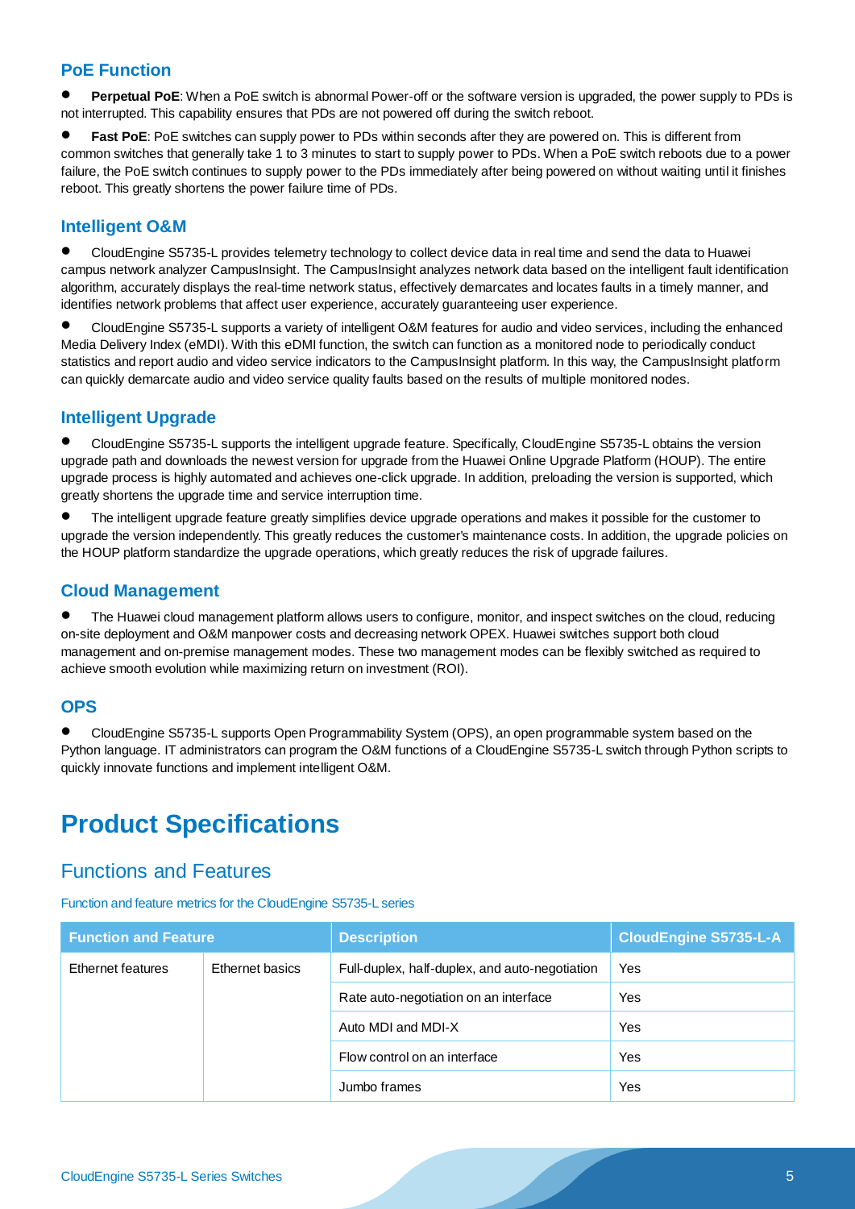### PoE Function

- **Perpetual PoE**: When a PoE switch is abnormal Power-off or the software version is upgraded, the power supply to PDs is not interrupted. This capability ensures that PDs are not powered off during the switch reboot.
- **Fast PoE**: PoE switches can supply power to PDs within seconds after they are powered on. This is different from common switches that generally take 1 to 3 minutes to start to supply power to PDs. When a PoE switch reboots due to a power failure, the PoE switch continues to supply power to the PDs immediately after being powered on without waiting until it finishes reboot. This greatly shortens the power failure time of PDs.

### Intelligent O&M

- CloudEngine S5735-L provides telemetry technology to collect device data in real time and send the data to Huawei campus network analyzer CampusInsight. The CampusInsight analyzes network data based on the intelligent fault identification algorithm, accurately displays the real-time network status, effectively demarcates and locates faults in a timely manner, and identifies network problems that affect user experience, accurately guaranteeing user experience.
- CloudEngine S5735-L supports a variety of intelligent O&M features for audio and video services, including the enhanced Media Delivery Index (eMDI). With this eDMI function, the switch can function as a monitored node to periodically conduct statistics and report audio and video service indicators to the CampusInsight platform. In this way, the CampusInsight platform can quickly demarcate audio and video service quality faults based on the results of multiple monitored nodes.

### Intelligent Upgrade

- CloudEngine S5735-L supports the intelligent upgrade feature. Specifically, CloudEngine S5735-L obtains the version upgrade path and downloads the newest version for upgrade from the Huawei Online Upgrade Platform (HOUP). The entire upgrade process is highly automated and achieves one-click upgrade. In addition, preloading the version is supported, which greatly shortens the upgrade time and service interruption time.
- The intelligent upgrade feature greatly simplifies device upgrade operations and makes it possible for the customer to upgrade the version independently. This greatly reduces the customer's maintenance costs. In addition, the upgrade policies on the HOUP platform standardize the upgrade operations, which greatly reduces the risk of upgrade failures.

### Cloud Management

- The Huawei cloud management platform allows users to configure, monitor, and inspect switches on the cloud, reducing on-site deployment and O&M manpower costs and decreasing network OPEX. Huawei switches support both cloud management and on-premise management modes. These two management modes can be flexibly switched as required to achieve smooth evolution while maximizing return on investment (ROI).

### OPS

- CloudEngine S5735-L supports Open Programmability System (OPS), an open programmable system based on the Python language. IT administrators can program the O&M functions of a CloudEngine S5735-L switch through Python scripts to quickly innovate functions and implement intelligent O&M.

# Product Specifications

## Functions and Features

Function and feature metrics for the CloudEngine S5735-L series

| Function and Feature | | Description | CloudEngine S5735-L-A |
|---|---|---|---|
| Ethernet features | Ethernet basics | Full-duplex, half-duplex, and auto-negotiation | Yes |
| | | Rate auto-negotiation on an interface | Yes |
| | | Auto MDI and MDI-X | Yes |
| | | Flow control on an interface | Yes |
| | | Jumbo frames | Yes |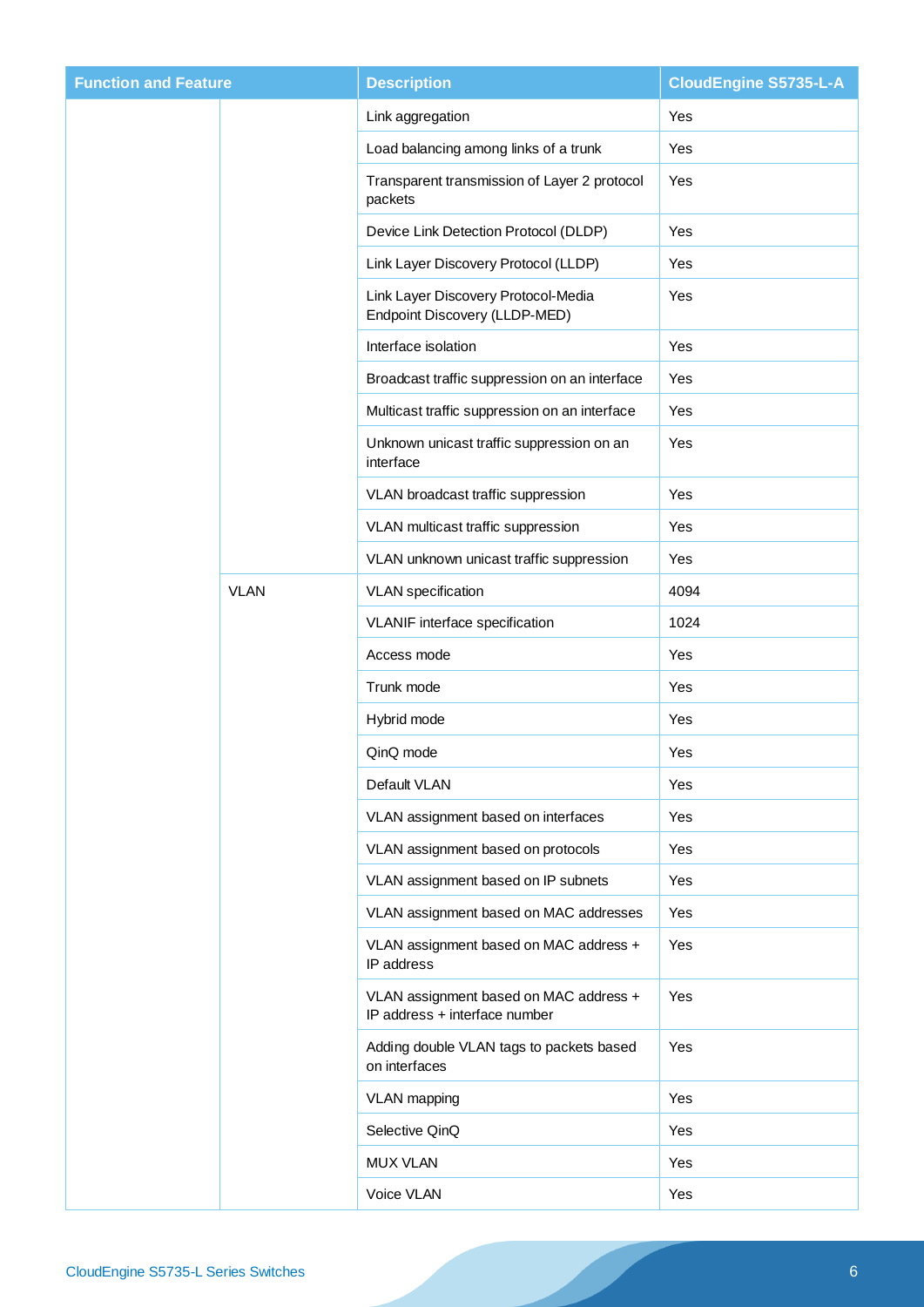| Function and Feature | | Description | CloudEngine S5735-L-A |
|---|---|---|---|
| | | Link aggregation | Yes |
| | | Load balancing among links of a trunk | Yes |
| | | Transparent transmission of Layer 2 protocol packets | Yes |
| | | Device Link Detection Protocol (DLDP) | Yes |
| | | Link Layer Discovery Protocol (LLDP) | Yes |
| | | Link Layer Discovery Protocol-Media Endpoint Discovery (LLDP-MED) | Yes |
| | | Interface isolation | Yes |
| | | Broadcast traffic suppression on an interface | Yes |
| | | Multicast traffic suppression on an interface | Yes |
| | | Unknown unicast traffic suppression on an interface | Yes |
| | | VLAN broadcast traffic suppression | Yes |
| | | VLAN multicast traffic suppression | Yes |
| | | VLAN unknown unicast traffic suppression | Yes |
| | VLAN | VLAN specification | 4094 |
| | | VLANIF interface specification | 1024 |
| | | Access mode | Yes |
| | | Trunk mode | Yes |
| | | Hybrid mode | Yes |
| | | QinQ mode | Yes |
| | | Default VLAN | Yes |
| | | VLAN assignment based on interfaces | Yes |
| | | VLAN assignment based on protocols | Yes |
| | | VLAN assignment based on IP subnets | Yes |
| | | VLAN assignment based on MAC addresses | Yes |
| | | VLAN assignment based on MAC address + IP address | Yes |
| | | VLAN assignment based on MAC address + IP address + interface number | Yes |
| | | Adding double VLAN tags to packets based on interfaces | Yes |
| | | VLAN mapping | Yes |
| | | Selective QinQ | Yes |
| | | MUX VLAN | Yes |
| | | Voice VLAN | Yes |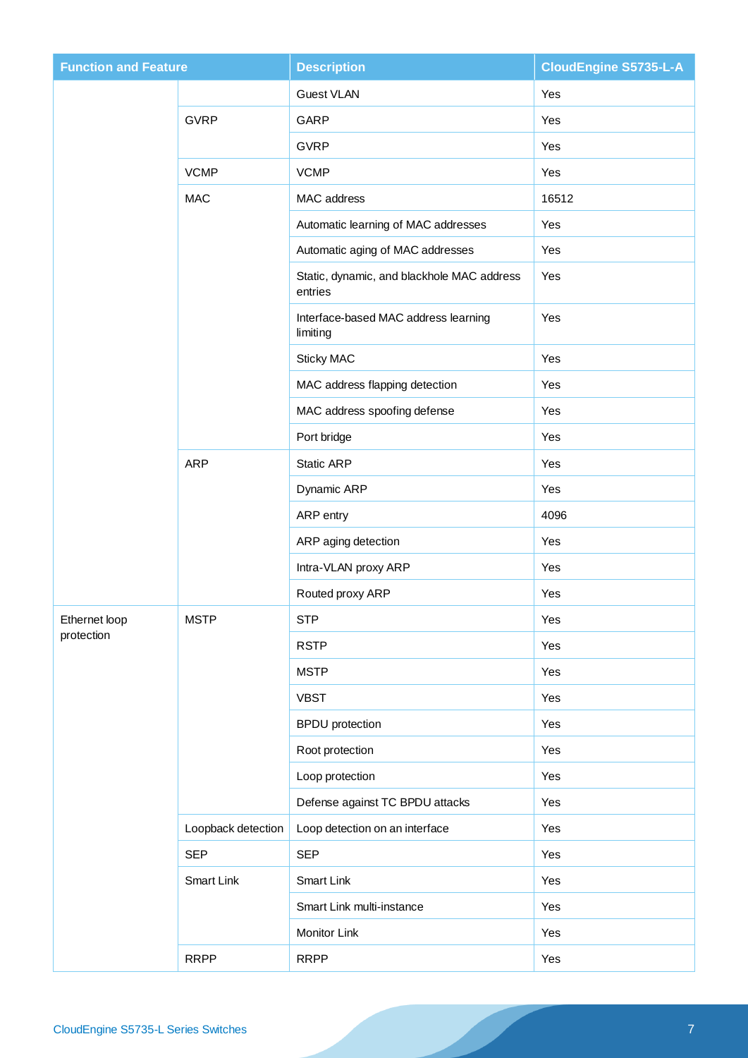| Function and Feature | | Description | CloudEngine S5735-L-A |
|---|---|---|---|
| | | Guest VLAN | Yes |
| | GVRP | GARP | Yes |
| | | GVRP | Yes |
| | VCMP | VCMP | Yes |
| | MAC | MAC address | 16512 |
| | | Automatic learning of MAC addresses | Yes |
| | | Automatic aging of MAC addresses | Yes |
| | | Static, dynamic, and blackhole MAC address entries | Yes |
| | | Interface-based MAC address learning limiting | Yes |
| | | Sticky MAC | Yes |
| | | MAC address flapping detection | Yes |
| | | MAC address spoofing defense | Yes |
| | | Port bridge | Yes |
| | ARP | Static ARP | Yes |
| | | Dynamic ARP | Yes |
| | | ARP entry | 4096 |
| | | ARP aging detection | Yes |
| | | Intra-VLAN proxy ARP | Yes |
| | | Routed proxy ARP | Yes |
| Ethernet loop protection | MSTP | STP | Yes |
| | | RSTP | Yes |
| | | MSTP | Yes |
| | | VBST | Yes |
| | | BPDU protection | Yes |
| | | Root protection | Yes |
| | | Loop protection | Yes |
| | | Defense against TC BPDU attacks | Yes |
| | Loopback detection | Loop detection on an interface | Yes |
| | SEP | SEP | Yes |
| | Smart Link | Smart Link | Yes |
| | | Smart Link multi-instance | Yes |
| | | Monitor Link | Yes |
| | RRPP | RRPP | Yes |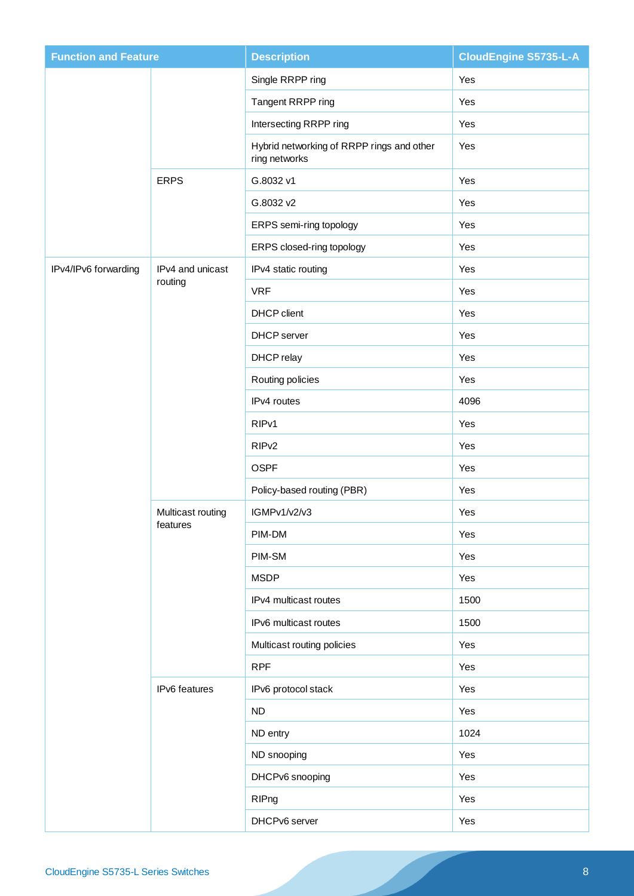| Function and Feature | | Description | CloudEngine S5735-L-A |
|---|---|---|---|
| | | Single RRPP ring | Yes |
| | | Tangent RRPP ring | Yes |
| | | Intersecting RRPP ring | Yes |
| | | Hybrid networking of RRPP rings and other ring networks | Yes |
| | ERPS | G.8032 v1 | Yes |
| | | G.8032 v2 | Yes |
| | | ERPS semi-ring topology | Yes |
| | | ERPS closed-ring topology | Yes |
| IPv4/IPv6 forwarding | IPv4 and unicast routing | IPv4 static routing | Yes |
| | | VRF | Yes |
| | | DHCP client | Yes |
| | | DHCP server | Yes |
| | | DHCP relay | Yes |
| | | Routing policies | Yes |
| | | IPv4 routes | 4096 |
| | | RIPv1 | Yes |
| | | RIPv2 | Yes |
| | | OSPF | Yes |
| | | Policy-based routing (PBR) | Yes |
| | Multicast routing features | IGMPv1/v2/v3 | Yes |
| | | PIM-DM | Yes |
| | | PIM-SM | Yes |
| | | MSDP | Yes |
| | | IPv4 multicast routes | 1500 |
| | | IPv6 multicast routes | 1500 |
| | | Multicast routing policies | Yes |
| | | RPF | Yes |
| | IPv6 features | IPv6 protocol stack | Yes |
| | | ND | Yes |
| | | ND entry | 1024 |
| | | ND snooping | Yes |
| | | DHCPv6 snooping | Yes |
| | | RIPng | Yes |
| | | DHCPv6 server | Yes |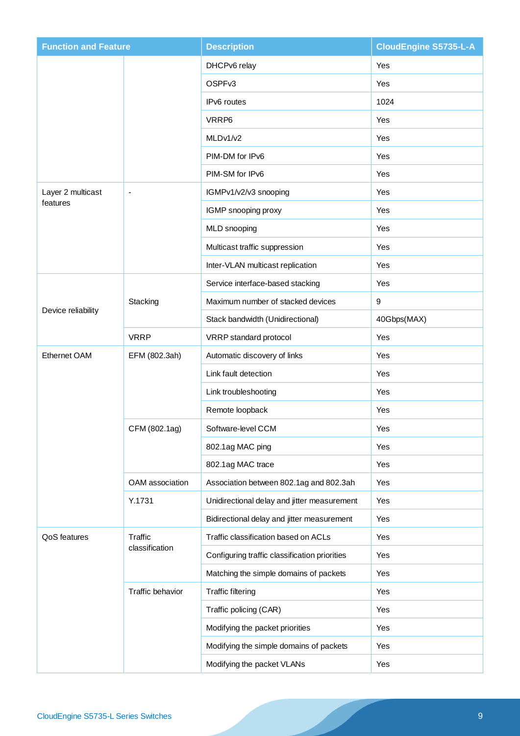| Function and Feature | | Description | CloudEngine S5735-L-A |
| --- | --- | --- | --- |
| | | DHCPv6 relay | Yes |
| | | OSPFv3 | Yes |
| | | IPv6 routes | 1024 |
| | | VRRP6 | Yes |
| | | MLDv1/v2 | Yes |
| | | PIM-DM for IPv6 | Yes |
| | | PIM-SM for IPv6 | Yes |
| Layer 2 multicast features | - | IGMPv1/v2/v3 snooping | Yes |
| | | IGMP snooping proxy | Yes |
| | | MLD snooping | Yes |
| | | Multicast traffic suppression | Yes |
| | | Inter-VLAN multicast replication | Yes |
| Device reliability | Stacking | Service interface-based stacking | Yes |
| | | Maximum number of stacked devices | 9 |
| | | Stack bandwidth (Unidirectional) | 40Gbps(MAX) |
| | VRRP | VRRP standard protocol | Yes |
| Ethernet OAM | EFM (802.3ah) | Automatic discovery of links | Yes |
| | | Link fault detection | Yes |
| | | Link troubleshooting | Yes |
| | | Remote loopback | Yes |
| | CFM (802.1ag) | Software-level CCM | Yes |
| | | 802.1ag MAC ping | Yes |
| | | 802.1ag MAC trace | Yes |
| | OAM association | Association between 802.1ag and 802.3ah | Yes |
| | Y.1731 | Unidirectional delay and jitter measurement | Yes |
| | | Bidirectional delay and jitter measurement | Yes |
| QoS features | Traffic classification | Traffic classification based on ACLs | Yes |
| | | Configuring traffic classification priorities | Yes |
| | | Matching the simple domains of packets | Yes |
| | Traffic behavior | Traffic filtering | Yes |
| | | Traffic policing (CAR) | Yes |
| | | Modifying the packet priorities | Yes |
| | | Modifying the simple domains of packets | Yes |
| | | Modifying the packet VLANs | Yes |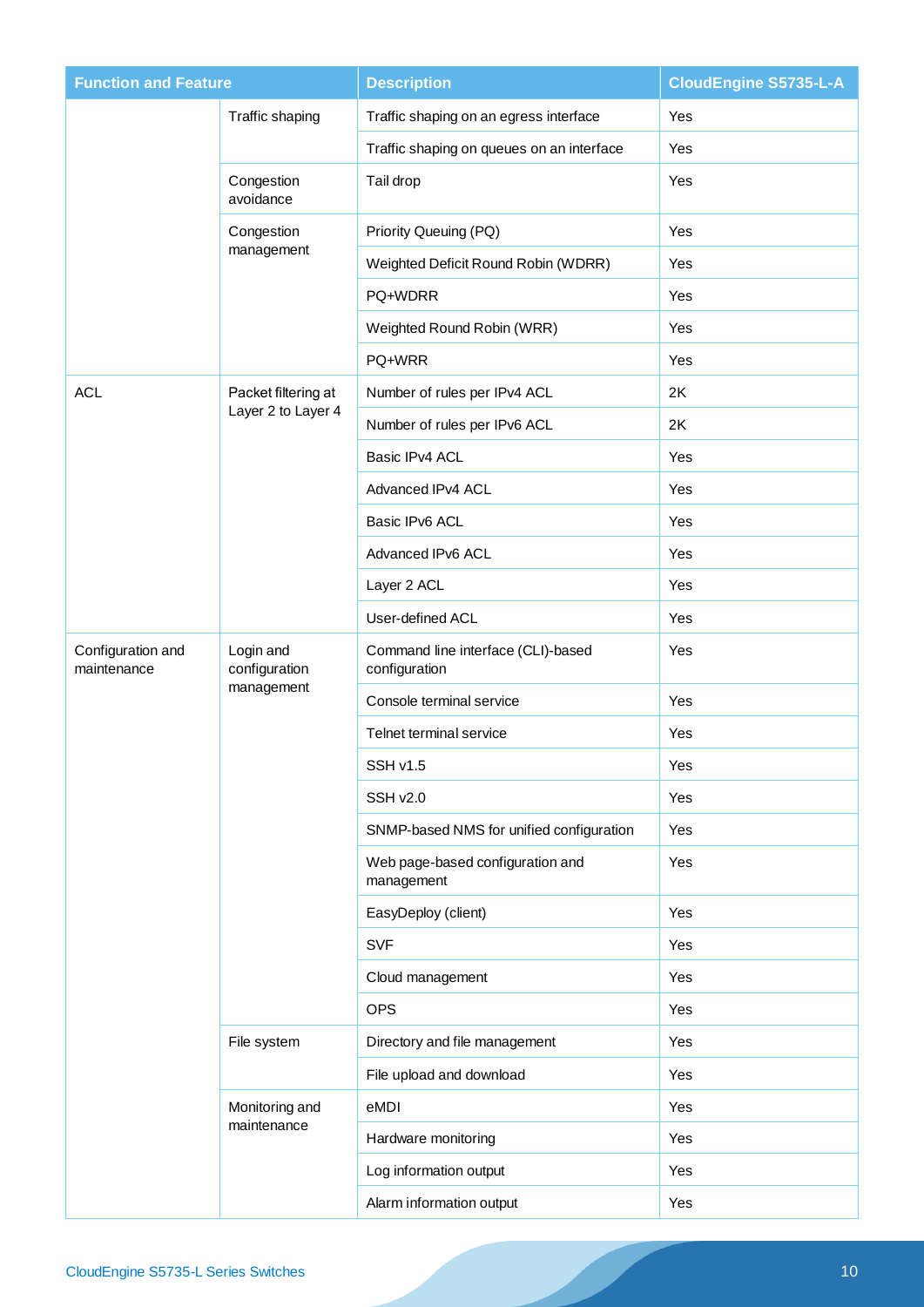| Function and Feature | | Description | CloudEngine S5735-L-A |
|---|---|---|---|
| | Traffic shaping | Traffic shaping on an egress interface | Yes |
| | | Traffic shaping on queues on an interface | Yes |
| | Congestion avoidance | Tail drop | Yes |
| | Congestion management | Priority Queuing (PQ) | Yes |
| | | Weighted Deficit Round Robin (WDRR) | Yes |
| | | PQ+WDRR | Yes |
| | | Weighted Round Robin (WRR) | Yes |
| | | PQ+WRR | Yes |
| ACL | Packet filtering at Layer 2 to Layer 4 | Number of rules per IPv4 ACL | 2K |
| | | Number of rules per IPv6 ACL | 2K |
| | | Basic IPv4 ACL | Yes |
| | | Advanced IPv4 ACL | Yes |
| | | Basic IPv6 ACL | Yes |
| | | Advanced IPv6 ACL | Yes |
| | | Layer 2 ACL | Yes |
| | | User-defined ACL | Yes |
| Configuration and maintenance | Login and configuration management | Command line interface (CLI)-based configuration | Yes |
| | | Console terminal service | Yes |
| | | Telnet terminal service | Yes |
| | | SSH v1.5 | Yes |
| | | SSH v2.0 | Yes |
| | | SNMP-based NMS for unified configuration | Yes |
| | | Web page-based configuration and management | Yes |
| | | EasyDeploy (client) | Yes |
| | | SVF | Yes |
| | | Cloud management | Yes |
| | | OPS | Yes |
| | File system | Directory and file management | Yes |
| | | File upload and download | Yes |
| | Monitoring and maintenance | eMDI | Yes |
| | | Hardware monitoring | Yes |
| | | Log information output | Yes |
| | | Alarm information output | Yes |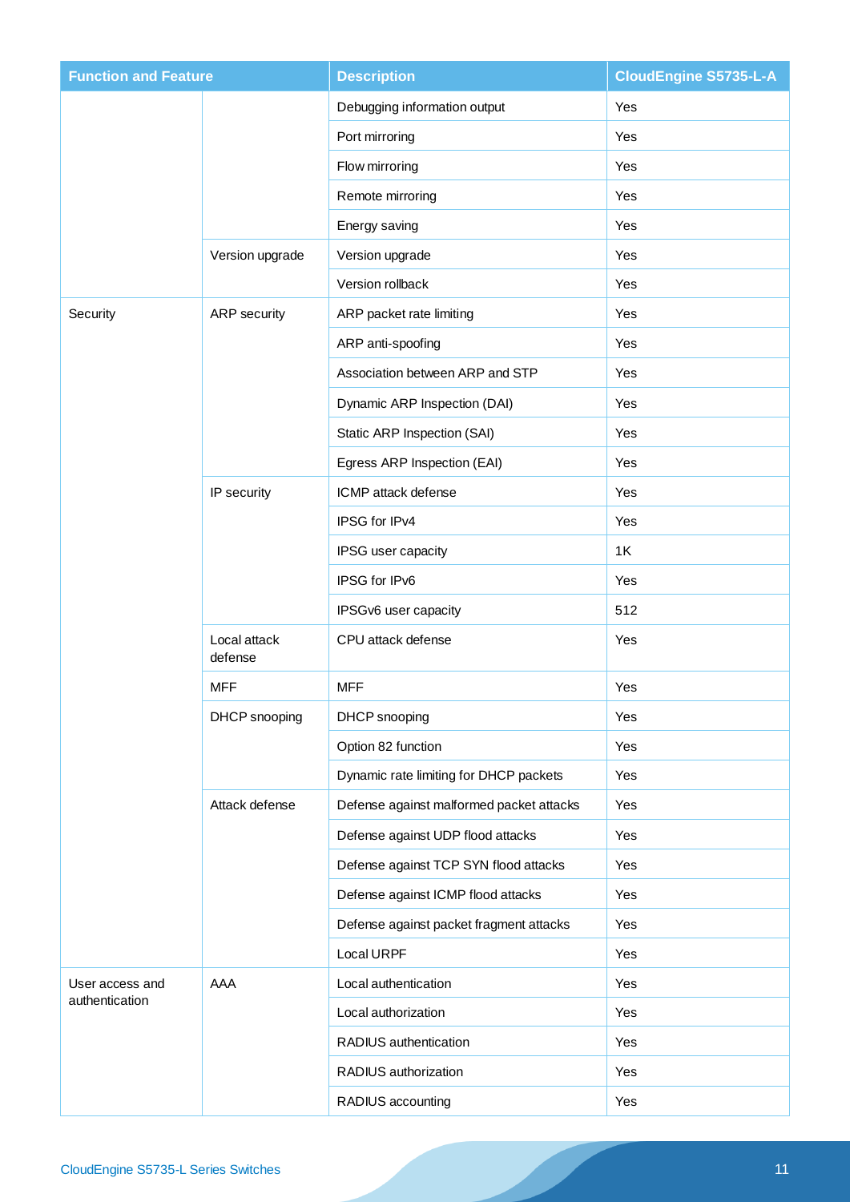| Function and Feature | | Description | CloudEngine S5735-L-A |
|---|---|---|---|
| | | Debugging information output | Yes |
| | | Port mirroring | Yes |
| | | Flow mirroring | Yes |
| | | Remote mirroring | Yes |
| | | Energy saving | Yes |
| | Version upgrade | Version upgrade | Yes |
| | | Version rollback | Yes |
| Security | ARP security | ARP packet rate limiting | Yes |
| | | ARP anti-spoofing | Yes |
| | | Association between ARP and STP | Yes |
| | | Dynamic ARP Inspection (DAI) | Yes |
| | | Static ARP Inspection (SAI) | Yes |
| | | Egress ARP Inspection (EAI) | Yes |
| | IP security | ICMP attack defense | Yes |
| | | IPSG for IPv4 | Yes |
| | | IPSG user capacity | 1K |
| | | IPSG for IPv6 | Yes |
| | | IPSGv6 user capacity | 512 |
| | Local attack defense | CPU attack defense | Yes |
| | MFF | MFF | Yes |
| | DHCP snooping | DHCP snooping | Yes |
| | | Option 82 function | Yes |
| | | Dynamic rate limiting for DHCP packets | Yes |
| | Attack defense | Defense against malformed packet attacks | Yes |
| | | Defense against UDP flood attacks | Yes |
| | | Defense against TCP SYN flood attacks | Yes |
| | | Defense against ICMP flood attacks | Yes |
| | | Defense against packet fragment attacks | Yes |
| | | Local URPF | Yes |
| User access and authentication | AAA | Local authentication | Yes |
| | | Local authorization | Yes |
| | | RADIUS authentication | Yes |
| | | RADIUS authorization | Yes |
| | | RADIUS accounting | Yes |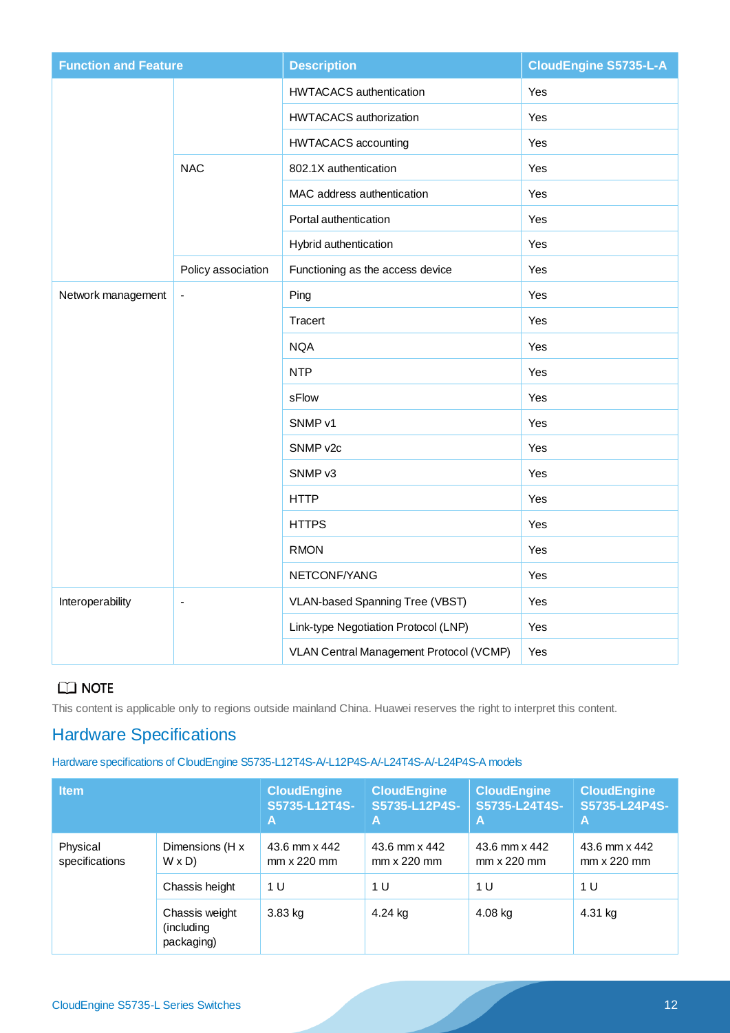| Function and Feature | | Description | CloudEngine S5735-L-A |
|---|---|---|---|
| | | HWTACACS authentication | Yes |
| | | HWTACACS authorization | Yes |
| | | HWTACACS accounting | Yes |
| | NAC | 802.1X authentication | Yes |
| | | MAC address authentication | Yes |
| | | Portal authentication | Yes |
| | | Hybrid authentication | Yes |
| | Policy association | Functioning as the access device | Yes |
| Network management | - | Ping | Yes |
| | | Tracert | Yes |
| | | NQA | Yes |
| | | NTP | Yes |
| | | sFlow | Yes |
| | | SNMP v1 | Yes |
| | | SNMP v2c | Yes |
| | | SNMP v3 | Yes |
| | | HTTP | Yes |
| | | HTTPS | Yes |
| | | RMON | Yes |
| | | NETCONF/YANG | Yes |
| Interoperability | - | VLAN-based Spanning Tree (VBST) | Yes |
| | | Link-type Negotiation Protocol (LNP) | Yes |
| | | VLAN Central Management Protocol (VCMP) | Yes |

**NOTE**

This content is applicable only to regions outside mainland China. Huawei reserves the right to interpret this content.

## Hardware Specifications

Hardware specifications of CloudEngine S5735-L12T4S-A/-L12P4S-A/-L24T4S-A/-L24P4S-A models

| Item | | CloudEngine S5735-L12T4S-A | CloudEngine S5735-L12P4S-A | CloudEngine S5735-L24T4S-A | CloudEngine S5735-L24P4S-A |
|---|---|---|---|---|---|
| Physical specifications | Dimensions (H x W x D) | 43.6 mm x 442 mm x 220 mm | 43.6 mm x 442 mm x 220 mm | 43.6 mm x 442 mm x 220 mm | 43.6 mm x 442 mm x 220 mm |
| | Chassis height | 1 U | 1 U | 1 U | 1 U |
| | Chassis weight (including packaging) | 3.83 kg | 4.24 kg | 4.08 kg | 4.31 kg |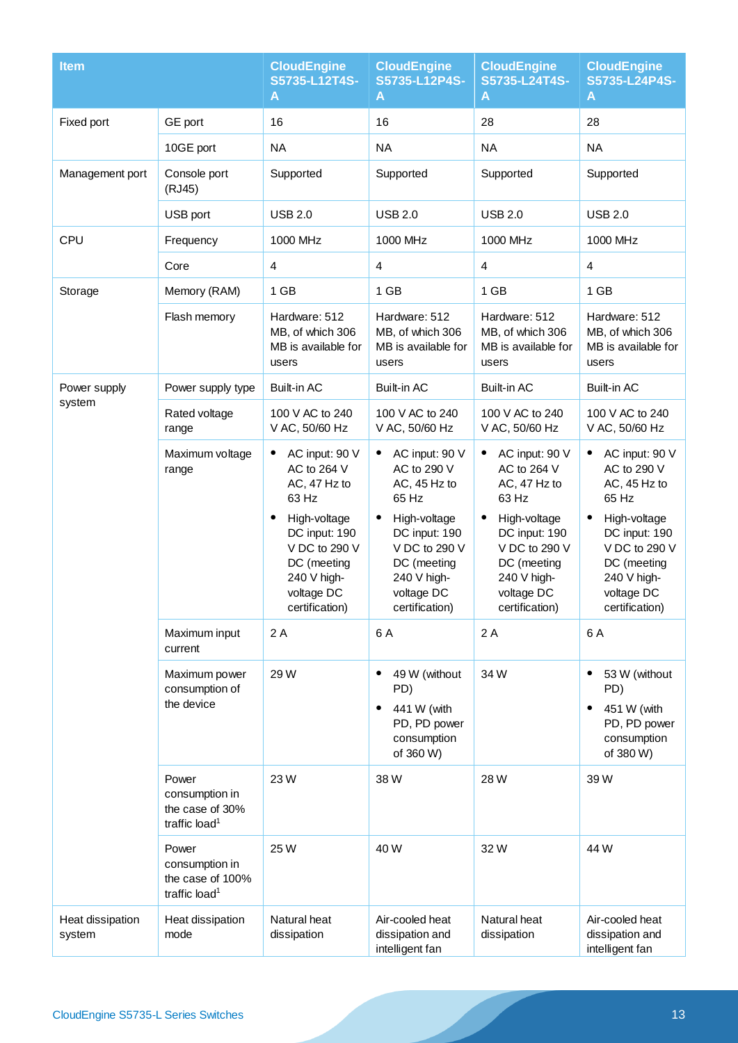| Item | | CloudEngine S5735-L12T4S-A | CloudEngine S5735-L12P4S-A | CloudEngine S5735-L24T4S-A | CloudEngine S5735-L24P4S-A |
|---|---|---|---|---|---|
| Fixed port | GE port | 16 | 16 | 28 | 28 |
| | 10GE port | NA | NA | NA | NA |
| Management port | Console port (RJ45) | Supported | Supported | Supported | Supported |
| | USB port | USB 2.0 | USB 2.0 | USB 2.0 | USB 2.0 |
| CPU | Frequency | 1000 MHz | 1000 MHz | 1000 MHz | 1000 MHz |
| | Core | 4 | 4 | 4 | 4 |
| Storage | Memory (RAM) | 1 GB | 1 GB | 1 GB | 1 GB |
| | Flash memory | Hardware: 512 MB, of which 306 MB is available for users | Hardware: 512 MB, of which 306 MB is available for users | Hardware: 512 MB, of which 306 MB is available for users | Hardware: 512 MB, of which 306 MB is available for users |
| Power supply system | Power supply type | Built-in AC | Built-in AC | Built-in AC | Built-in AC |
| | Rated voltage range | 100 V AC to 240 V AC, 50/60 Hz | 100 V AC to 240 V AC, 50/60 Hz | 100 V AC to 240 V AC, 50/60 Hz | 100 V AC to 240 V AC, 50/60 Hz |
| | Maximum voltage range | • AC input: 90 V AC to 264 V AC, 47 Hz to 63 Hz<br>• High-voltage DC input: 190 V DC to 290 V DC (meeting 240 V high-voltage DC certification) | • AC input: 90 V AC to 290 V AC, 45 Hz to 65 Hz<br>• High-voltage DC input: 190 V DC to 290 V DC (meeting 240 V high-voltage DC certification) | • AC input: 90 V AC to 264 V AC, 47 Hz to 63 Hz<br>• High-voltage DC input: 190 V DC to 290 V DC (meeting 240 V high-voltage DC certification) | • AC input: 90 V AC to 290 V AC, 45 Hz to 65 Hz<br>• High-voltage DC input: 190 V DC to 290 V DC (meeting 240 V high-voltage DC certification) |
| | Maximum input current | 2 A | 6 A | 2 A | 6 A |
| | Maximum power consumption of the device | 29 W | • 49 W (without PD)<br>• 441 W (with PD, PD power consumption of 360 W) | 34 W | • 53 W (without PD)<br>• 451 W (with PD, PD power consumption of 380 W) |
| | Power consumption in the case of 30% traffic load[1] | 23 W | 38 W | 28 W | 39 W |
| | Power consumption in the case of 100% traffic load[1] | 25 W | 40 W | 32 W | 44 W |
| Heat dissipation system | Heat dissipation mode | Natural heat dissipation | Air-cooled heat dissipation and intelligent fan | Natural heat dissipation | Air-cooled heat dissipation and intelligent fan |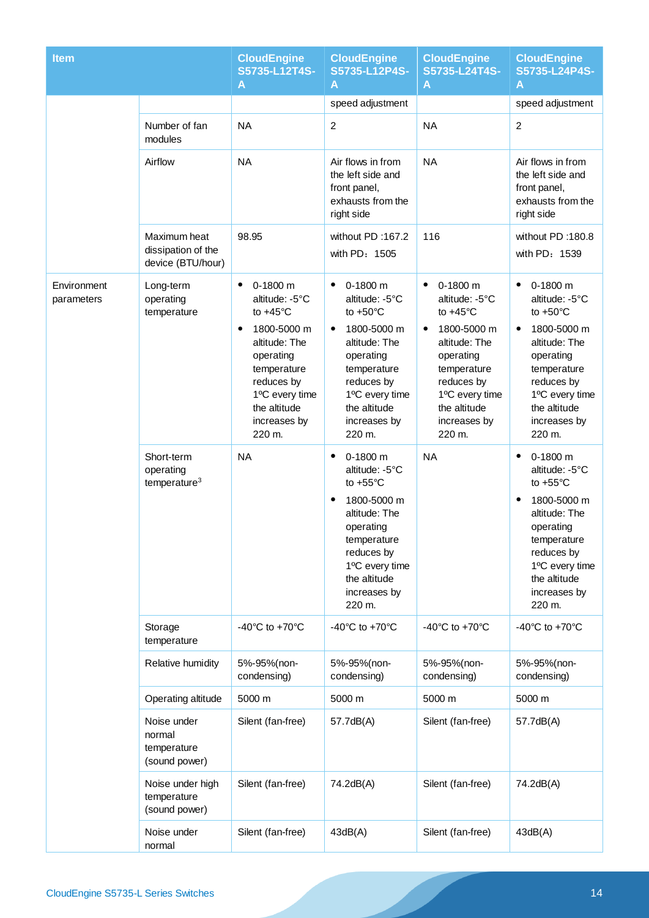| Item | | CloudEngine S5735-L12T4S-A | CloudEngine S5735-L12P4S-A | CloudEngine S5735-L24T4S-A | CloudEngine S5735-L24P4S-A |
|---|---|---|---|---|---|
| | | | speed adjustment | | speed adjustment |
| | Number of fan modules | NA | 2 | NA | 2 |
| | Airflow | NA | Air flows in from the left side and front panel, exhausts from the right side | NA | Air flows in from the left side and front panel, exhausts from the right side |
| | Maximum heat dissipation of the device (BTU/hour) | 98.95 | without PD :167.2<br>with PD：1505 | 116 | without PD :180.8<br>with PD：1539 |
| Environment parameters | Long-term operating temperature | • 0-1800 m altitude: -5°C to +45°C<br>• 1800-5000 m altitude: The operating temperature reduces by 1ºC every time the altitude increases by 220 m. | • 0-1800 m altitude: -5°C to +50°C<br>• 1800-5000 m altitude: The operating temperature reduces by 1ºC every time the altitude increases by 220 m. | • 0-1800 m altitude: -5°C to +45°C<br>• 1800-5000 m altitude: The operating temperature reduces by 1ºC every time the altitude increases by 220 m. | • 0-1800 m altitude: -5°C to +50°C<br>• 1800-5000 m altitude: The operating temperature reduces by 1ºC every time the altitude increases by 220 m. |
| | Short-term operating temperature[3] | NA | • 0-1800 m altitude: -5°C to +55°C<br>• 1800-5000 m altitude: The operating temperature reduces by 1ºC every time the altitude increases by 220 m. | NA | • 0-1800 m altitude: -5°C to +55°C<br>• 1800-5000 m altitude: The operating temperature reduces by 1ºC every time the altitude increases by 220 m. |
| | Storage temperature | -40°C to +70°C | -40°C to +70°C | -40°C to +70°C | -40°C to +70°C |
| | Relative humidity | 5%-95%(non-condensing) | 5%-95%(non-condensing) | 5%-95%(non-condensing) | 5%-95%(non-condensing) |
| | Operating altitude | 5000 m | 5000 m | 5000 m | 5000 m |
| | Noise under normal temperature (sound power) | Silent (fan-free) | 57.7dB(A) | Silent (fan-free) | 57.7dB(A) |
| | Noise under high temperature (sound power) | Silent (fan-free) | 74.2dB(A) | Silent (fan-free) | 74.2dB(A) |
| | Noise under normal | Silent (fan-free) | 43dB(A) | Silent (fan-free) | 43dB(A) |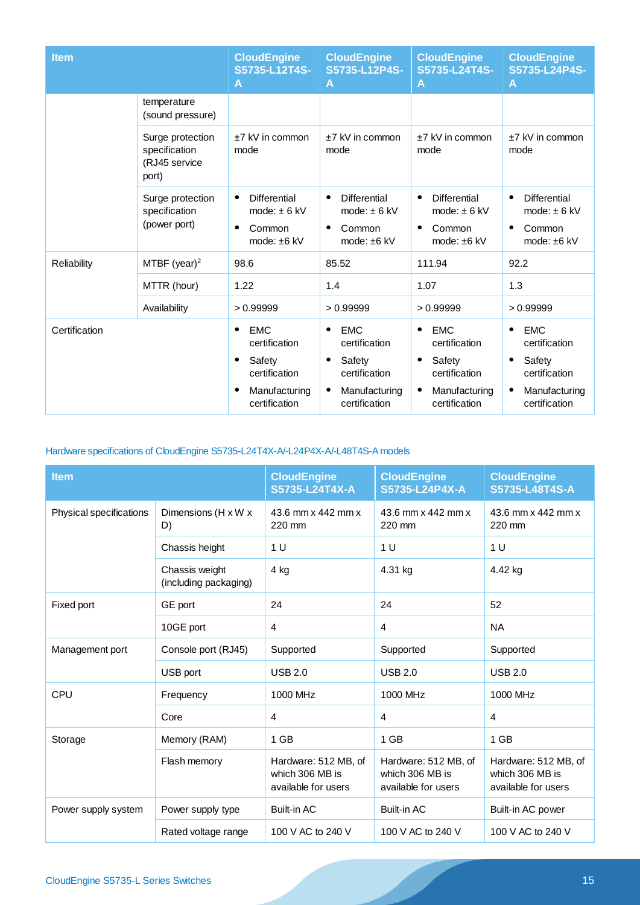| Item | | CloudEngine S5735-L12T4S-A | CloudEngine S5735-L12P4S-A | CloudEngine S5735-L24T4S-A | CloudEngine S5735-L24P4S-A |
|---|---|---|---|---|---|
| | temperature (sound pressure) | | | | |
| | Surge protection specification (RJ45 service port) | ±7 kV in common mode | ±7 kV in common mode | ±7 kV in common mode | ±7 kV in common mode |
| | Surge protection specification (power port) | • Differential mode: ± 6 kV<br>• Common mode: ±6 kV | • Differential mode: ± 6 kV<br>• Common mode: ±6 kV | • Differential mode: ± 6 kV<br>• Common mode: ±6 kV | • Differential mode: ± 6 kV<br>• Common mode: ±6 kV |
| Reliability | MTBF (year)[2] | 98.6 | 85.52 | 111.94 | 92.2 |
| | MTTR (hour) | 1.22 | 1.4 | 1.07 | 1.3 |
| | Availability | > 0.99999 | > 0.99999 | > 0.99999 | > 0.99999 |
| Certification | | • EMC certification<br>• Safety certification<br>• Manufacturing certification | • EMC certification<br>• Safety certification<br>• Manufacturing certification | • EMC certification<br>• Safety certification<br>• Manufacturing certification | • EMC certification<br>• Safety certification<br>• Manufacturing certification |

Hardware specifications of CloudEngine S5735-L24T4X-A/-L24P4X-A/-L48T4S-A models

| Item | | CloudEngine S5735-L24T4X-A | CloudEngine S5735-L24P4X-A | CloudEngine S5735-L48T4S-A |
|---|---|---|---|---|
| Physical specifications | Dimensions (H x W x D) | 43.6 mm x 442 mm x 220 mm | 43.6 mm x 442 mm x 220 mm | 43.6 mm x 442 mm x 220 mm |
| | Chassis height | 1 U | 1 U | 1 U |
| | Chassis weight (including packaging) | 4 kg | 4.31 kg | 4.42 kg |
| Fixed port | GE port | 24 | 24 | 52 |
| | 10GE port | 4 | 4 | NA |
| Management port | Console port (RJ45) | Supported | Supported | Supported |
| | USB port | USB 2.0 | USB 2.0 | USB 2.0 |
| CPU | Frequency | 1000 MHz | 1000 MHz | 1000 MHz |
| | Core | 4 | 4 | 4 |
| Storage | Memory (RAM) | 1 GB | 1 GB | 1 GB |
| | Flash memory | Hardware: 512 MB, of which 306 MB is available for users | Hardware: 512 MB, of which 306 MB is available for users | Hardware: 512 MB, of which 306 MB is available for users |
| Power supply system | Power supply type | Built-in AC | Built-in AC | Built-in AC power |
| | Rated voltage range | 100 V AC to 240 V | 100 V AC to 240 V | 100 V AC to 240 V |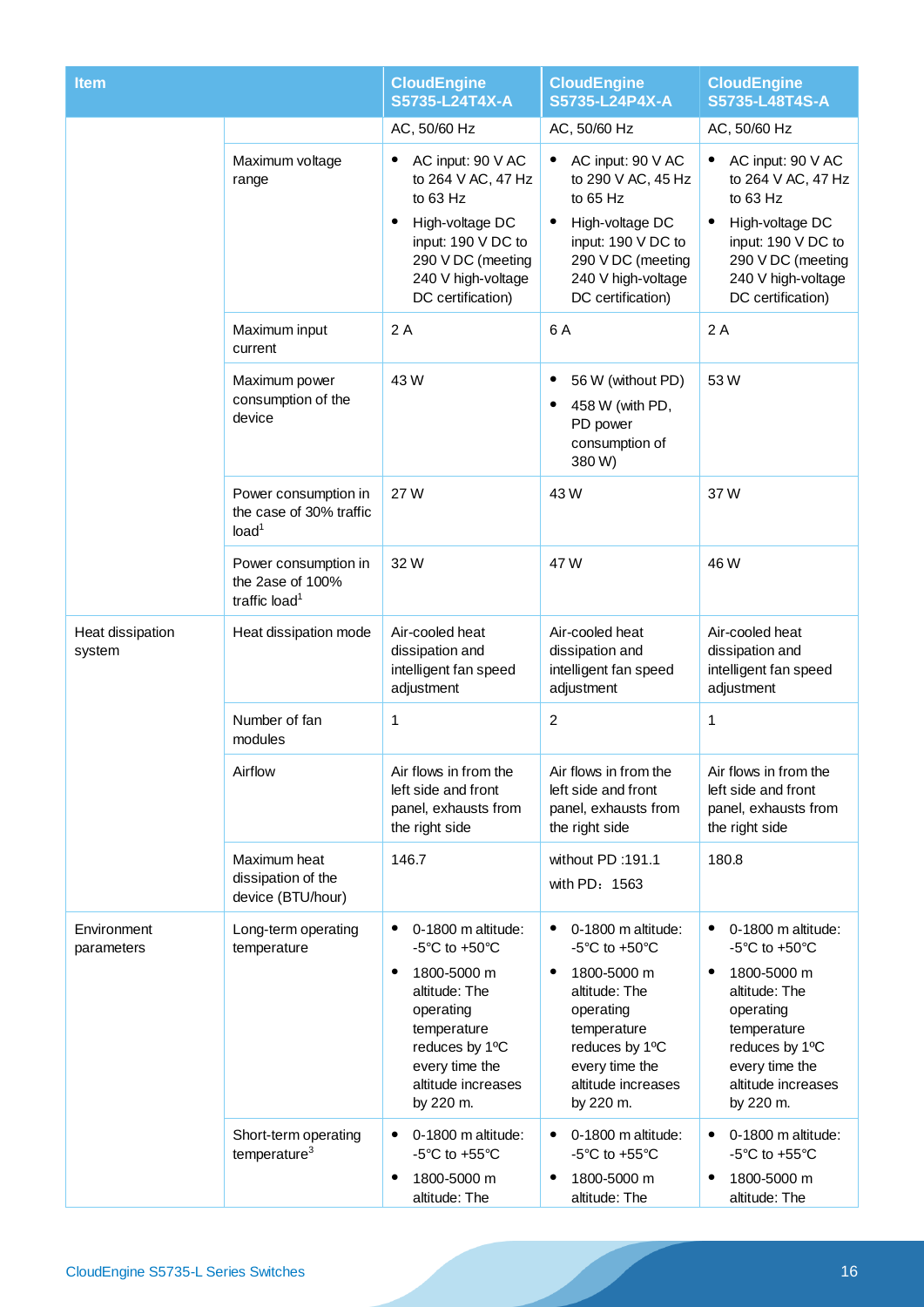| Item | | CloudEngine S5735-L24T4X-A | CloudEngine S5735-L24P4X-A | CloudEngine S5735-L48T4S-A |
|---|---|---|---|---|
| | | AC, 50/60 Hz | AC, 50/60 Hz | AC, 50/60 Hz |
| | Maximum voltage range | • AC input: 90 V AC to 264 V AC, 47 Hz to 63 Hz<br>• High-voltage DC input: 190 V DC to 290 V DC (meeting 240 V high-voltage DC certification) | • AC input: 90 V AC to 290 V AC, 45 Hz to 65 Hz<br>• High-voltage DC input: 190 V DC to 290 V DC (meeting 240 V high-voltage DC certification) | • AC input: 90 V AC to 264 V AC, 47 Hz to 63 Hz<br>• High-voltage DC input: 190 V DC to 290 V DC (meeting 240 V high-voltage DC certification) |
| | Maximum input current | 2 A | 6 A | 2 A |
| | Maximum power consumption of the device | 43 W | • 56 W (without PD)<br>• 458 W (with PD, PD power consumption of 380 W) | 53 W |
| | Power consumption in the case of 30% traffic load[1] | 27 W | 43 W | 37 W |
| | Power consumption in the 2ase of 100% traffic load[1] | 32 W | 47 W | 46 W |
| Heat dissipation system | Heat dissipation mode | Air-cooled heat dissipation and intelligent fan speed adjustment | Air-cooled heat dissipation and intelligent fan speed adjustment | Air-cooled heat dissipation and intelligent fan speed adjustment |
| | Number of fan modules | 1 | 2 | 1 |
| | Airflow | Air flows in from the left side and front panel, exhausts from the right side | Air flows in from the left side and front panel, exhausts from the right side | Air flows in from the left side and front panel, exhausts from the right side |
| | Maximum heat dissipation of the device (BTU/hour) | 146.7 | without PD :191.1<br>with PD：1563 | 180.8 |
| Environment parameters | Long-term operating temperature | • 0-1800 m altitude: -5°C to +50°C<br>• 1800-5000 m altitude: The operating temperature reduces by 1ºC every time the altitude increases by 220 m. | • 0-1800 m altitude: -5°C to +50°C<br>• 1800-5000 m altitude: The operating temperature reduces by 1ºC every time the altitude increases by 220 m. | • 0-1800 m altitude: -5°C to +50°C<br>• 1800-5000 m altitude: The operating temperature reduces by 1ºC every time the altitude increases by 220 m. |
| | Short-term operating temperature[3] | • 0-1800 m altitude: -5°C to +55°C<br>• 1800-5000 m altitude: The | • 0-1800 m altitude: -5°C to +55°C<br>• 1800-5000 m altitude: The | • 0-1800 m altitude: -5°C to +55°C<br>• 1800-5000 m altitude: The |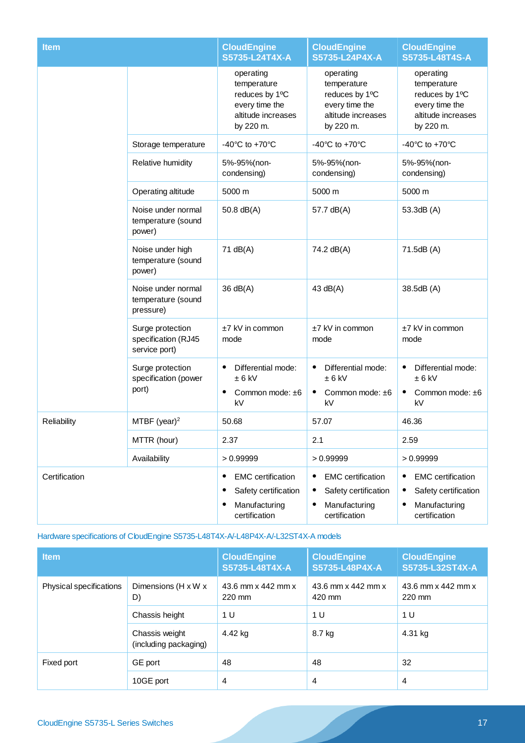| Item | | CloudEngine S5735-L24T4X-A | CloudEngine S5735-L24P4X-A | CloudEngine S5735-L48T4S-A |
|---|---|---|---|---|
| | | operating temperature reduces by 1ºC every time the altitude increases by 220 m. | operating temperature reduces by 1ºC every time the altitude increases by 220 m. | operating temperature reduces by 1ºC every time the altitude increases by 220 m. |
| | Storage temperature | -40°C to +70°C | -40°C to +70°C | -40°C to +70°C |
| | Relative humidity | 5%-95%(non-condensing) | 5%-95%(non-condensing) | 5%-95%(non-condensing) |
| | Operating altitude | 5000 m | 5000 m | 5000 m |
| | Noise under normal temperature (sound power) | 50.8 dB(A) | 57.7 dB(A) | 53.3dB (A) |
| | Noise under high temperature (sound power) | 71 dB(A) | 74.2 dB(A) | 71.5dB (A) |
| | Noise under normal temperature (sound pressure) | 36 dB(A) | 43 dB(A) | 38.5dB (A) |
| | Surge protection specification (RJ45 service port) | ±7 kV in common mode | ±7 kV in common mode | ±7 kV in common mode |
| | Surge protection specification (power port) | • Differential mode: ± 6 kV<br>• Common mode: ±6 kV | • Differential mode: ± 6 kV<br>• Common mode: ±6 kV | • Differential mode: ± 6 kV<br>• Common mode: ±6 kV |
| Reliability | MTBF (year)[2] | 50.68 | 57.07 | 46.36 |
| | MTTR (hour) | 2.37 | 2.1 | 2.59 |
| | Availability | > 0.99999 | > 0.99999 | > 0.99999 |
| Certification | | • EMC certification<br>• Safety certification<br>• Manufacturing certification | • EMC certification<br>• Safety certification<br>• Manufacturing certification | • EMC certification<br>• Safety certification<br>• Manufacturing certification |

Hardware specifications of CloudEngine S5735-L48T4X-A/-L48P4X-A/-L32ST4X-A models

| Item | | CloudEngine S5735-L48T4X-A | CloudEngine S5735-L48P4X-A | CloudEngine S5735-L32ST4X-A |
|---|---|---|---|---|
| Physical specifications | Dimensions (H x W x D) | 43.6 mm x 442 mm x 220 mm | 43.6 mm x 442 mm x 420 mm | 43.6 mm x 442 mm x 220 mm |
| | Chassis height | 1 U | 1 U | 1 U |
| | Chassis weight (including packaging) | 4.42 kg | 8.7 kg | 4.31 kg |
| Fixed port | GE port | 48 | 48 | 32 |
| | 10GE port | 4 | 4 | 4 |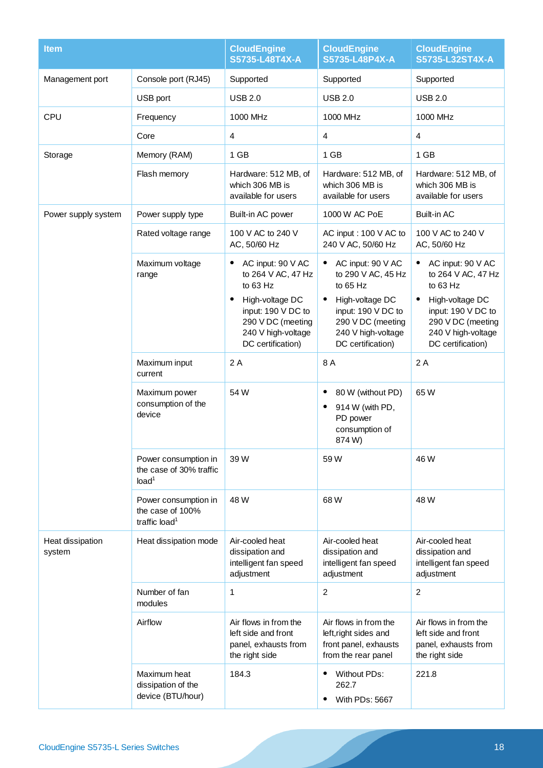| Item | | CloudEngine S5735-L48T4X-A | CloudEngine S5735-L48P4X-A | CloudEngine S5735-L32ST4X-A |
|---|---|---|---|---|
| Management port | Console port (RJ45) | Supported | Supported | Supported |
| | USB port | USB 2.0 | USB 2.0 | USB 2.0 |
| CPU | Frequency | 1000 MHz | 1000 MHz | 1000 MHz |
| | Core | 4 | 4 | 4 |
| Storage | Memory (RAM) | 1 GB | 1 GB | 1 GB |
| | Flash memory | Hardware: 512 MB, of which 306 MB is available for users | Hardware: 512 MB, of which 306 MB is available for users | Hardware: 512 MB, of which 306 MB is available for users |
| Power supply system | Power supply type | Built-in AC power | 1000 W AC PoE | Built-in AC |
| | Rated voltage range | 100 V AC to 240 V AC, 50/60 Hz | AC input : 100 V AC to 240 V AC, 50/60 Hz | 100 V AC to 240 V AC, 50/60 Hz |
| | Maximum voltage range | • AC input: 90 V AC to 264 V AC, 47 Hz to 63 Hz<br>• High-voltage DC input: 190 V DC to 290 V DC (meeting 240 V high-voltage DC certification) | • AC input: 90 V AC to 290 V AC, 45 Hz to 65 Hz<br>• High-voltage DC input: 190 V DC to 290 V DC (meeting 240 V high-voltage DC certification) | • AC input: 90 V AC to 264 V AC, 47 Hz to 63 Hz<br>• High-voltage DC input: 190 V DC to 290 V DC (meeting 240 V high-voltage DC certification) |
| | Maximum input current | 2 A | 8 A | 2 A |
| | Maximum power consumption of the device | 54 W | • 80 W (without PD)<br>• 914 W (with PD, PD power consumption of 874 W) | 65 W |
| | Power consumption in the case of 30% traffic load[1] | 39 W | 59 W | 46 W |
| | Power consumption in the case of 100% traffic load[1] | 48 W | 68 W | 48 W |
| Heat dissipation system | Heat dissipation mode | Air-cooled heat dissipation and intelligent fan speed adjustment | Air-cooled heat dissipation and intelligent fan speed adjustment | Air-cooled heat dissipation and intelligent fan speed adjustment |
| | Number of fan modules | 1 | 2 | 2 |
| | Airflow | Air flows in from the left side and front panel, exhausts from the right side | Air flows in from the left,right sides and front panel, exhausts from the rear panel | Air flows in from the left side and front panel, exhausts from the right side |
| | Maximum heat dissipation of the device (BTU/hour) | 184.3 | • Without PDs: 262.7<br>• With PDs: 5667 | 221.8 |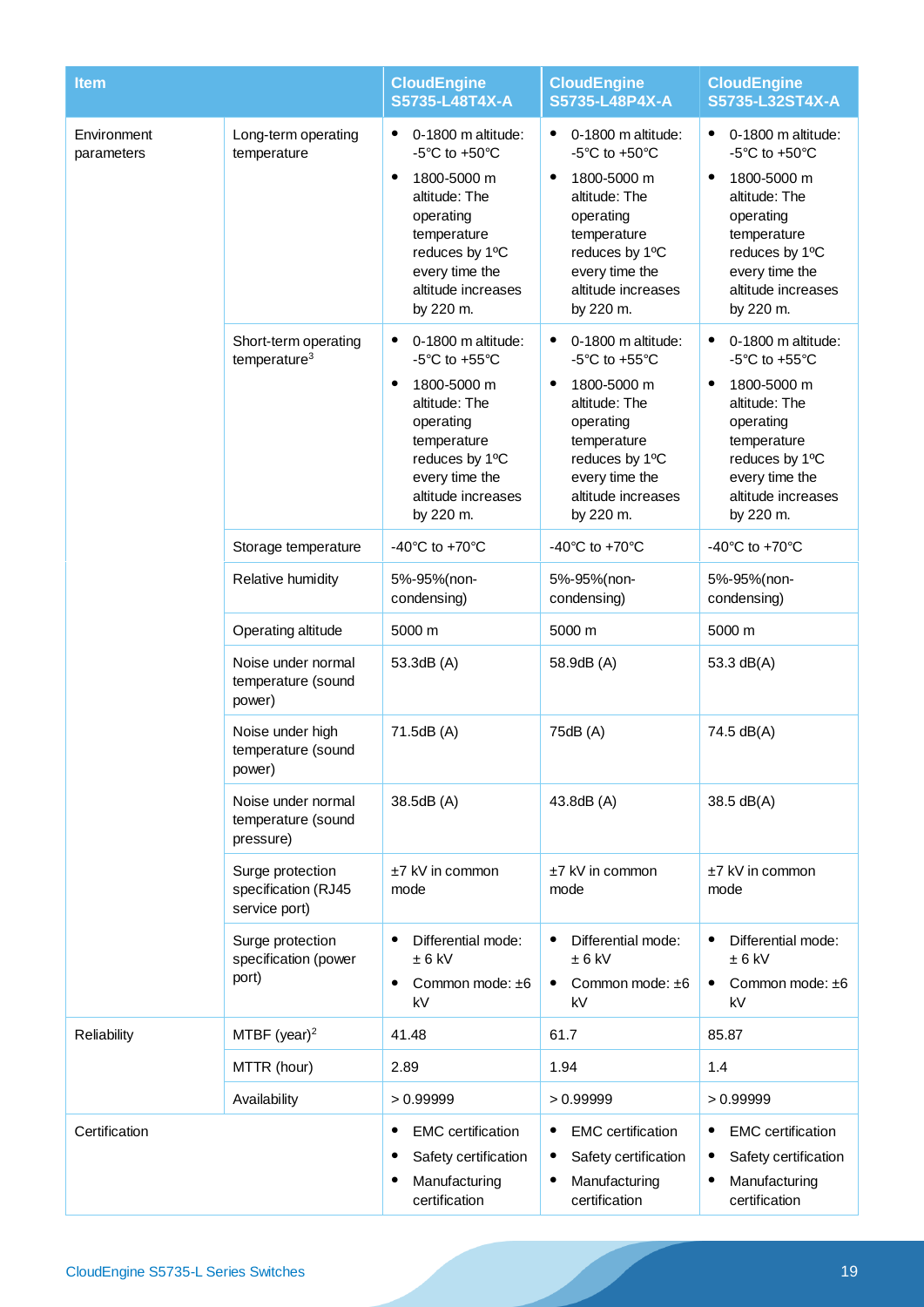| Item | | CloudEngine S5735-L48T4X-A | CloudEngine S5735-L48P4X-A | CloudEngine S5735-L32ST4X-A |
|---|---|---|---|---|
| Environment parameters | Long-term operating temperature | • 0-1800 m altitude: -5°C to +50°C<br>• 1800-5000 m altitude: The operating temperature reduces by 1°C every time the altitude increases by 220 m. | • 0-1800 m altitude: -5°C to +50°C<br>• 1800-5000 m altitude: The operating temperature reduces by 1°C every time the altitude increases by 220 m. | • 0-1800 m altitude: -5°C to +50°C<br>• 1800-5000 m altitude: The operating temperature reduces by 1°C every time the altitude increases by 220 m. |
| | Short-term operating temperature[3] | • 0-1800 m altitude: -5°C to +55°C<br>• 1800-5000 m altitude: The operating temperature reduces by 1°C every time the altitude increases by 220 m. | • 0-1800 m altitude: -5°C to +55°C<br>• 1800-5000 m altitude: The operating temperature reduces by 1°C every time the altitude increases by 220 m. | • 0-1800 m altitude: -5°C to +55°C<br>• 1800-5000 m altitude: The operating temperature reduces by 1°C every time the altitude increases by 220 m. |
| | Storage temperature | -40°C to +70°C | -40°C to +70°C | -40°C to +70°C |
| | Relative humidity | 5%-95%(non-condensing) | 5%-95%(non-condensing) | 5%-95%(non-condensing) |
| | Operating altitude | 5000 m | 5000 m | 5000 m |
| | Noise under normal temperature (sound power) | 53.3dB (A) | 58.9dB (A) | 53.3 dB(A) |
| | Noise under high temperature (sound power) | 71.5dB (A) | 75dB (A) | 74.5 dB(A) |
| | Noise under normal temperature (sound pressure) | 38.5dB (A) | 43.8dB (A) | 38.5 dB(A) |
| | Surge protection specification (RJ45 service port) | ±7 kV in common mode | ±7 kV in common mode | ±7 kV in common mode |
| | Surge protection specification (power port) | • Differential mode: ± 6 kV<br>• Common mode: ±6 kV | • Differential mode: ± 6 kV<br>• Common mode: ±6 kV | • Differential mode: ± 6 kV<br>• Common mode: ±6 kV |
| Reliability | MTBF (year)[2] | 41.48 | 61.7 | 85.87 |
| | MTTR (hour) | 2.89 | 1.94 | 1.4 |
| | Availability | > 0.99999 | > 0.99999 | > 0.99999 |
| Certification | | • EMC certification<br>• Safety certification<br>• Manufacturing certification | • EMC certification<br>• Safety certification<br>• Manufacturing certification | • EMC certification<br>• Safety certification<br>• Manufacturing certification |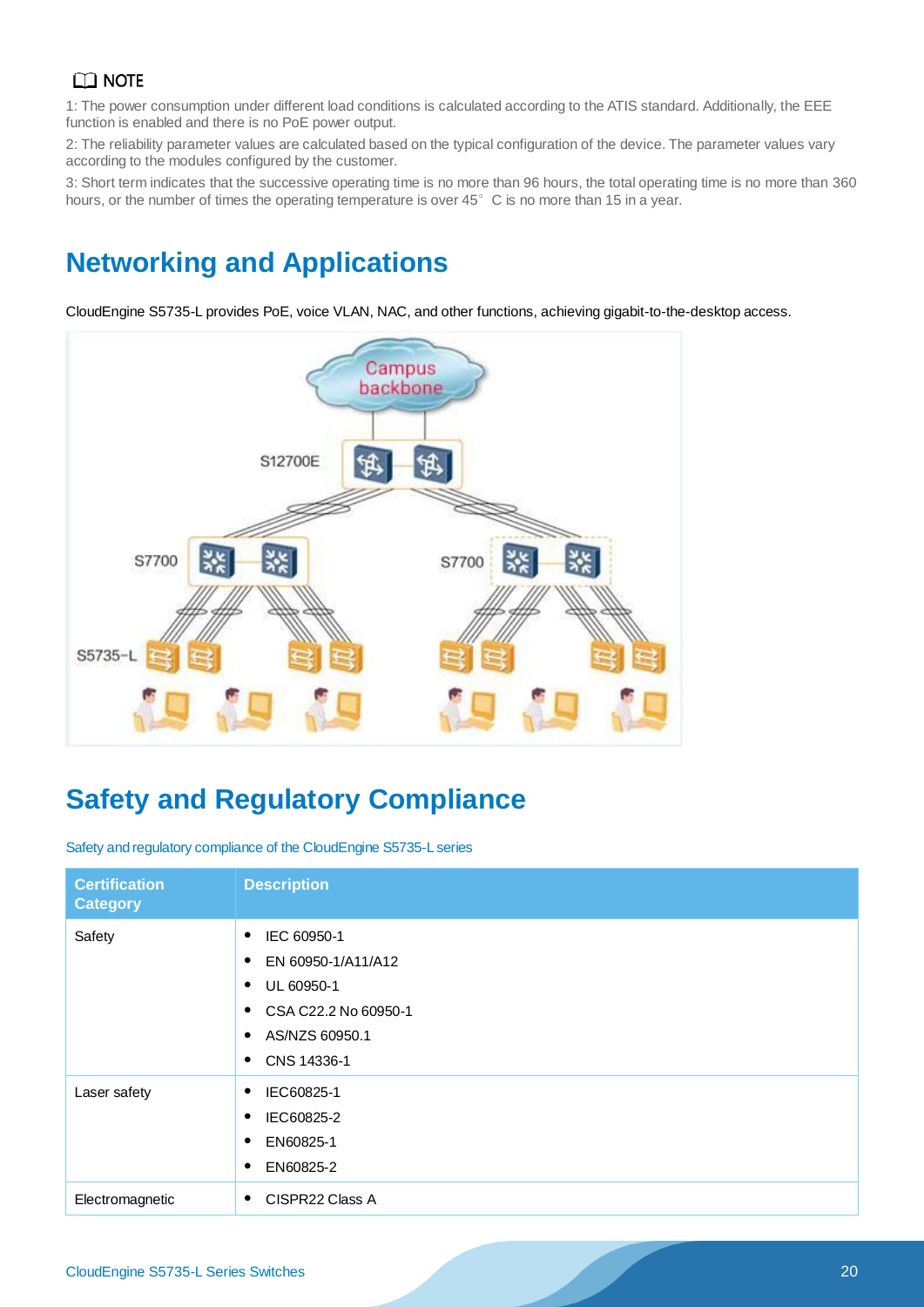📖 NOTE

1: The power consumption under different load conditions is calculated according to the ATIS standard. Additionally, the EEE function is enabled and there is no PoE power output.

2: The reliability parameter values are calculated based on the typical configuration of the device. The parameter values vary according to the modules configured by the customer.

3: Short term indicates that the successive operating time is no more than 96 hours, the total operating time is no more than 360 hours, or the number of times the operating temperature is over 45°C is no more than 15 in a year.

# Networking and Applications

CloudEngine S5735-L provides PoE, voice VLAN, NAC, and other functions, achieving gigabit-to-the-desktop access.

# Safety and Regulatory Compliance

Safety and regulatory compliance of the CloudEngine S5735-L series

| Certification Category | Description |
|---|---|
| Safety | • IEC 60950-1<br>• EN 60950-1/A11/A12<br>• UL 60950-1<br>• CSA C22.2 No 60950-1<br>• AS/NZS 60950.1<br>• CNS 14336-1 |
| Laser safety | • IEC60825-1<br>• IEC60825-2<br>• EN60825-1<br>• EN60825-2 |
| Electromagnetic | • CISPR22 Class A |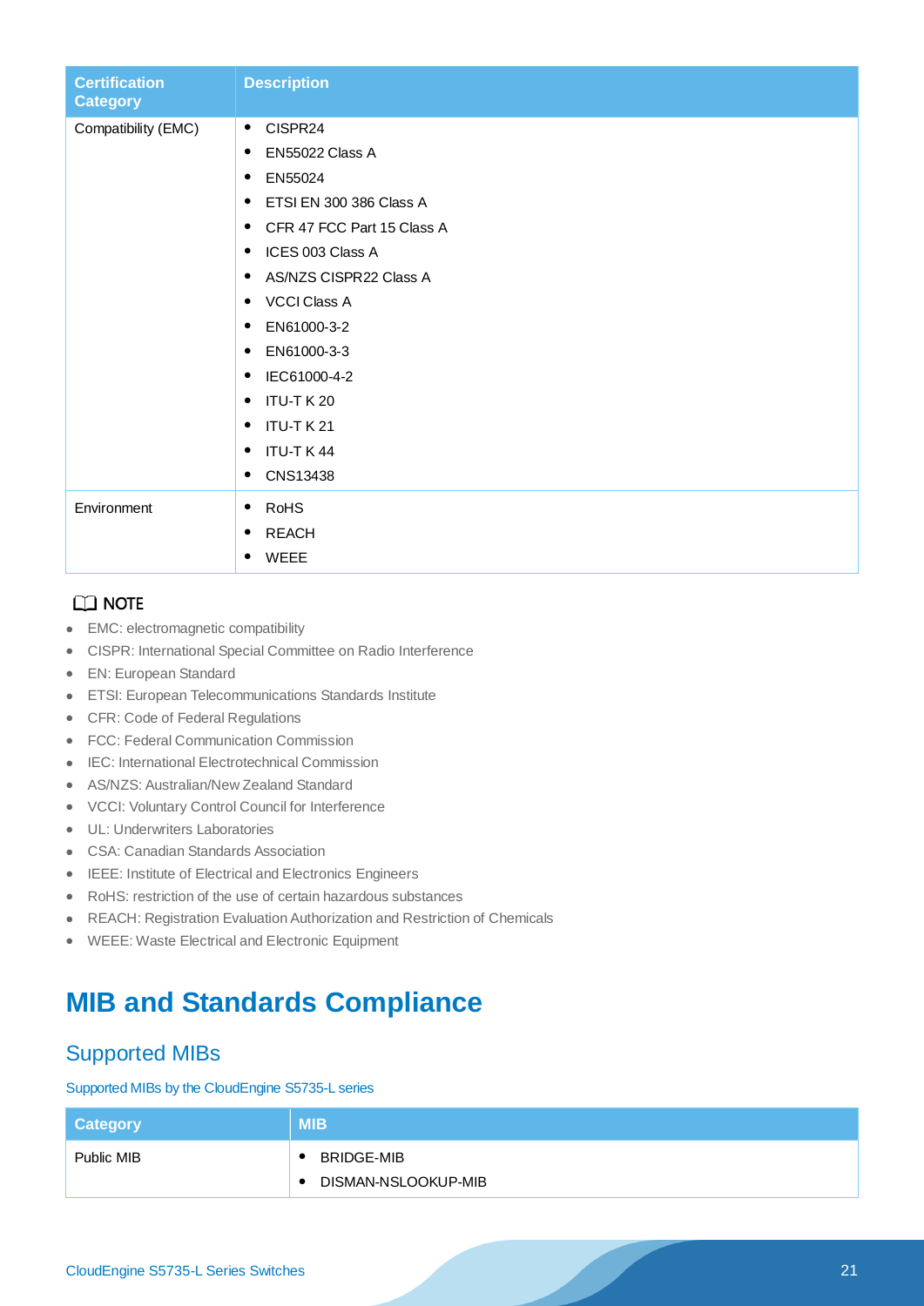| Certification Category | Description |
|---|---|
| Compatibility (EMC) | • CISPR24<br>• EN55022 Class A<br>• EN55024<br>• ETSI EN 300 386 Class A<br>• CFR 47 FCC Part 15 Class A<br>• ICES 003 Class A<br>• AS/NZS CISPR22 Class A<br>• VCCI Class A<br>• EN61000-3-2<br>• EN61000-3-3<br>• IEC61000-4-2<br>• ITU-T K 20<br>• ITU-T K 21<br>• ITU-T K 44<br>• CNS13438 |
| Environment | • RoHS<br>• REACH<br>• WEEE |

NOTE

- EMC: electromagnetic compatibility
- CISPR: International Special Committee on Radio Interference
- EN: European Standard
- ETSI: European Telecommunications Standards Institute
- CFR: Code of Federal Regulations
- FCC: Federal Communication Commission
- IEC: International Electrotechnical Commission
- AS/NZS: Australian/New Zealand Standard
- VCCI: Voluntary Control Council for Interference
- UL: Underwriters Laboratories
- CSA: Canadian Standards Association
- IEEE: Institute of Electrical and Electronics Engineers
- RoHS: restriction of the use of certain hazardous substances
- REACH: Registration Evaluation Authorization and Restriction of Chemicals
- WEEE: Waste Electrical and Electronic Equipment

# MIB and Standards Compliance

## Supported MIBs

Supported MIBs by the CloudEngine S5735-L series

| Category | MIB |
|---|---|
| Public MIB | • BRIDGE-MIB<br>• DISMAN-NSLOOKUP-MIB |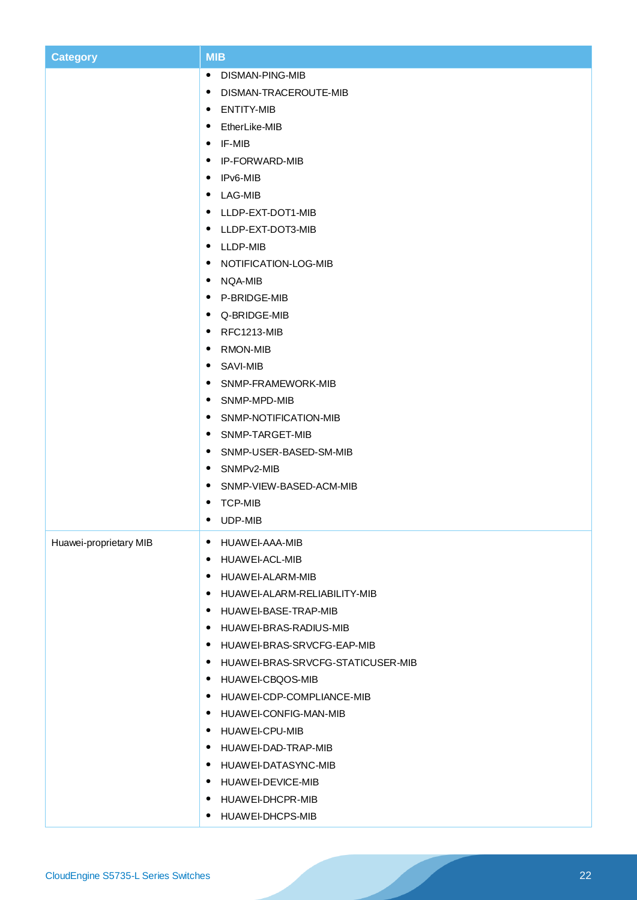| Category | MIB |
|---|---|
| | • DISMAN-PING-MIB<br>• DISMAN-TRACEROUTE-MIB<br>• ENTITY-MIB<br>• EtherLike-MIB<br>• IF-MIB<br>• IP-FORWARD-MIB<br>• IPv6-MIB<br>• LAG-MIB<br>• LLDP-EXT-DOT1-MIB<br>• LLDP-EXT-DOT3-MIB<br>• LLDP-MIB<br>• NOTIFICATION-LOG-MIB<br>• NQA-MIB<br>• P-BRIDGE-MIB<br>• Q-BRIDGE-MIB<br>• RFC1213-MIB<br>• RMON-MIB<br>• SAVI-MIB<br>• SNMP-FRAMEWORK-MIB<br>• SNMP-MPD-MIB<br>• SNMP-NOTIFICATION-MIB<br>• SNMP-TARGET-MIB<br>• SNMP-USER-BASED-SM-MIB<br>• SNMPv2-MIB<br>• SNMP-VIEW-BASED-ACM-MIB<br>• TCP-MIB<br>• UDP-MIB |
| Huawei-proprietary MIB | • HUAWEI-AAA-MIB<br>• HUAWEI-ACL-MIB<br>• HUAWEI-ALARM-MIB<br>• HUAWEI-ALARM-RELIABILITY-MIB<br>• HUAWEI-BASE-TRAP-MIB<br>• HUAWEI-BRAS-RADIUS-MIB<br>• HUAWEI-BRAS-SRVCFG-EAP-MIB<br>• HUAWEI-BRAS-SRVCFG-STATICUSER-MIB<br>• HUAWEI-CBQOS-MIB<br>• HUAWEI-CDP-COMPLIANCE-MIB<br>• HUAWEI-CONFIG-MAN-MIB<br>• HUAWEI-CPU-MIB<br>• HUAWEI-DAD-TRAP-MIB<br>• HUAWEI-DATASYNC-MIB<br>• HUAWEI-DEVICE-MIB<br>• HUAWEI-DHCPR-MIB<br>• HUAWEI-DHCPS-MIB |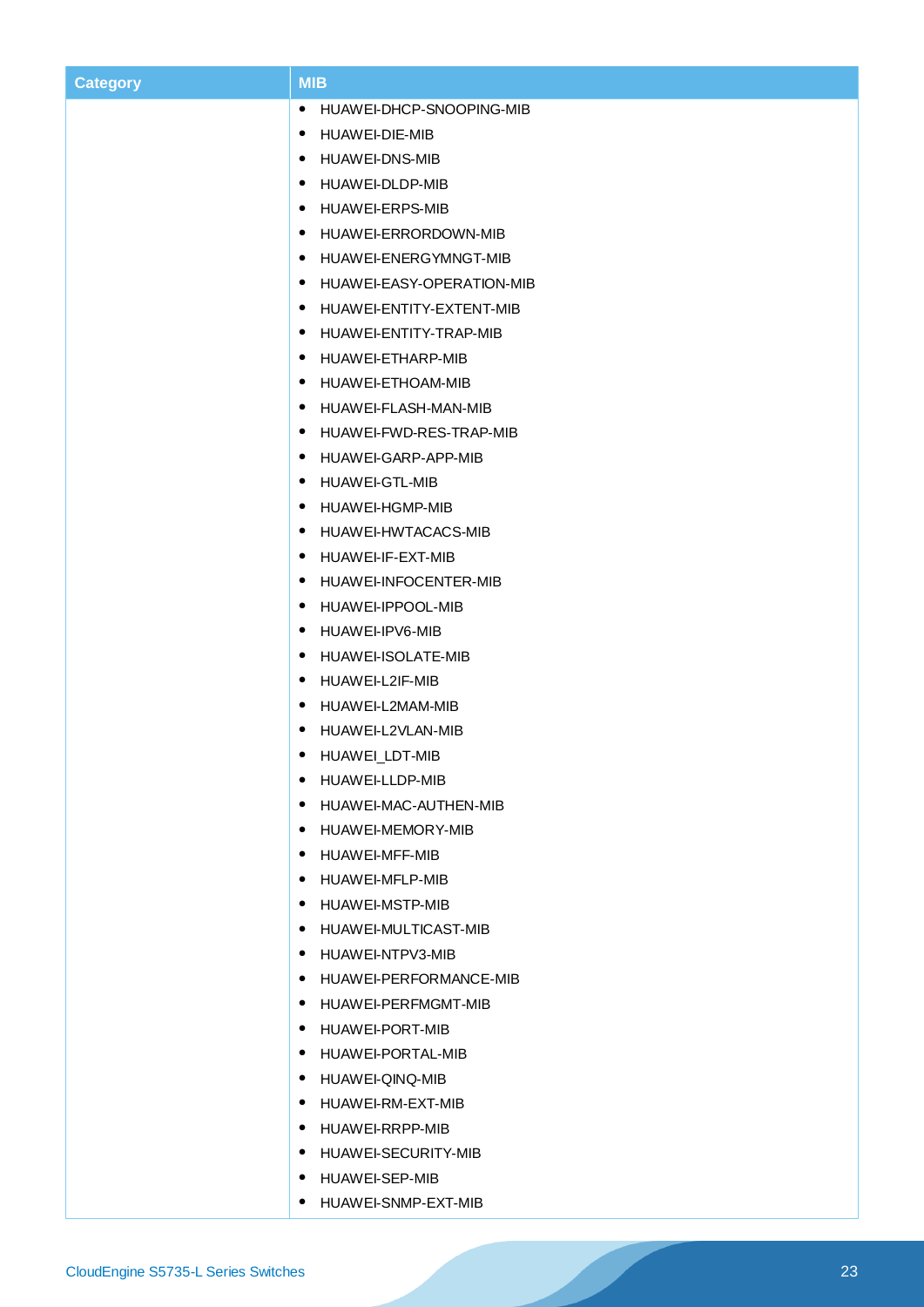| Category | MIB |
| --- | --- |
| | • HUAWEI-DHCP-SNOOPING-MIB<br>• HUAWEI-DIE-MIB<br>• HUAWEI-DNS-MIB<br>• HUAWEI-DLDP-MIB<br>• HUAWEI-ERPS-MIB<br>• HUAWEI-ERRORDOWN-MIB<br>• HUAWEI-ENERGYMNGT-MIB<br>• HUAWEI-EASY-OPERATION-MIB<br>• HUAWEI-ENTITY-EXTENT-MIB<br>• HUAWEI-ENTITY-TRAP-MIB<br>• HUAWEI-ETHARP-MIB<br>• HUAWEI-ETHOAM-MIB<br>• HUAWEI-FLASH-MAN-MIB<br>• HUAWEI-FWD-RES-TRAP-MIB<br>• HUAWEI-GARP-APP-MIB<br>• HUAWEI-GTL-MIB<br>• HUAWEI-HGMP-MIB<br>• HUAWEI-HWTACACS-MIB<br>• HUAWEI-IF-EXT-MIB<br>• HUAWEI-INFOCENTER-MIB<br>• HUAWEI-IPPOOL-MIB<br>• HUAWEI-IPV6-MIB<br>• HUAWEI-ISOLATE-MIB<br>• HUAWEI-L2IF-MIB<br>• HUAWEI-L2MAM-MIB<br>• HUAWEI-L2VLAN-MIB<br>• HUAWEI_LDT-MIB<br>• HUAWEI-LLDP-MIB<br>• HUAWEI-MAC-AUTHEN-MIB<br>• HUAWEI-MEMORY-MIB<br>• HUAWEI-MFF-MIB<br>• HUAWEI-MFLP-MIB<br>• HUAWEI-MSTP-MIB<br>• HUAWEI-MULTICAST-MIB<br>• HUAWEI-NTPV3-MIB<br>• HUAWEI-PERFORMANCE-MIB<br>• HUAWEI-PERFMGMT-MIB<br>• HUAWEI-PORT-MIB<br>• HUAWEI-PORTAL-MIB<br>• HUAWEI-QINQ-MIB<br>• HUAWEI-RM-EXT-MIB<br>• HUAWEI-RRPP-MIB<br>• HUAWEI-SECURITY-MIB<br>• HUAWEI-SEP-MIB<br>• HUAWEI-SNMP-EXT-MIB |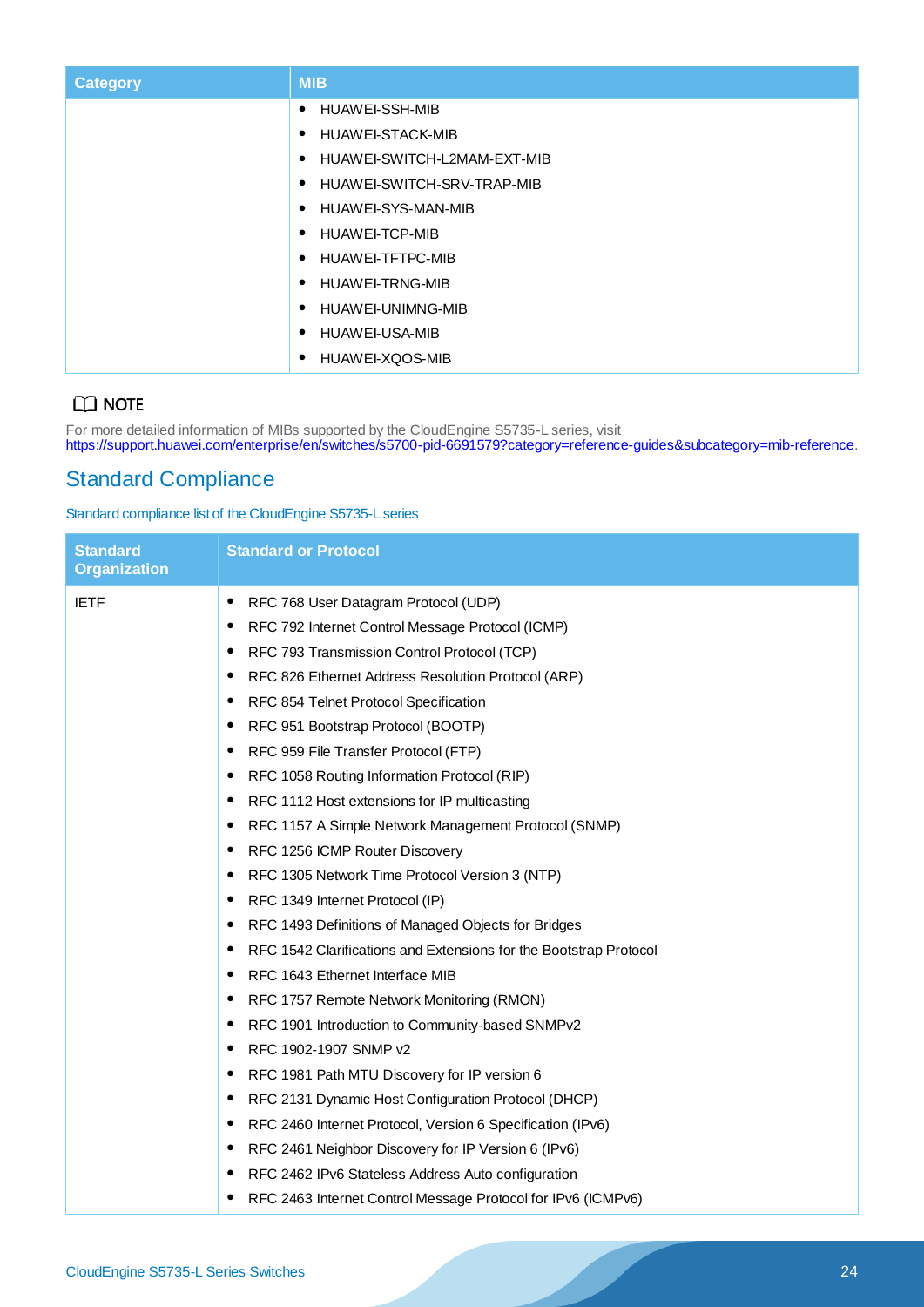| Category | MIB |
|---|---|
| | • HUAWEI-SSH-MIB<br>• HUAWEI-STACK-MIB<br>• HUAWEI-SWITCH-L2MAM-EXT-MIB<br>• HUAWEI-SWITCH-SRV-TRAP-MIB<br>• HUAWEI-SYS-MAN-MIB<br>• HUAWEI-TCP-MIB<br>• HUAWEI-TFTPC-MIB<br>• HUAWEI-TRNG-MIB<br>• HUAWEI-UNIMNG-MIB<br>• HUAWEI-USA-MIB<br>• HUAWEI-XQOS-MIB |

**NOTE**

For more detailed information of MIBs supported by the CloudEngine S5735-L series, visit https://support.huawei.com/enterprise/en/switches/s5700-pid-6691579?category=reference-guides&subcategory=mib-reference.

## Standard Compliance

Standard compliance list of the CloudEngine S5735-L series

| Standard Organization | Standard or Protocol |
|---|---|
| IETF | • RFC 768 User Datagram Protocol (UDP)<br>• RFC 792 Internet Control Message Protocol (ICMP)<br>• RFC 793 Transmission Control Protocol (TCP)<br>• RFC 826 Ethernet Address Resolution Protocol (ARP)<br>• RFC 854 Telnet Protocol Specification<br>• RFC 951 Bootstrap Protocol (BOOTP)<br>• RFC 959 File Transfer Protocol (FTP)<br>• RFC 1058 Routing Information Protocol (RIP)<br>• RFC 1112 Host extensions for IP multicasting<br>• RFC 1157 A Simple Network Management Protocol (SNMP)<br>• RFC 1256 ICMP Router Discovery<br>• RFC 1305 Network Time Protocol Version 3 (NTP)<br>• RFC 1349 Internet Protocol (IP)<br>• RFC 1493 Definitions of Managed Objects for Bridges<br>• RFC 1542 Clarifications and Extensions for the Bootstrap Protocol<br>• RFC 1643 Ethernet Interface MIB<br>• RFC 1757 Remote Network Monitoring (RMON)<br>• RFC 1901 Introduction to Community-based SNMPv2<br>• RFC 1902-1907 SNMP v2<br>• RFC 1981 Path MTU Discovery for IP version 6<br>• RFC 2131 Dynamic Host Configuration Protocol (DHCP)<br>• RFC 2460 Internet Protocol, Version 6 Specification (IPv6)<br>• RFC 2461 Neighbor Discovery for IP Version 6 (IPv6)<br>• RFC 2462 IPv6 Stateless Address Auto configuration<br>• RFC 2463 Internet Control Message Protocol for IPv6 (ICMPv6) |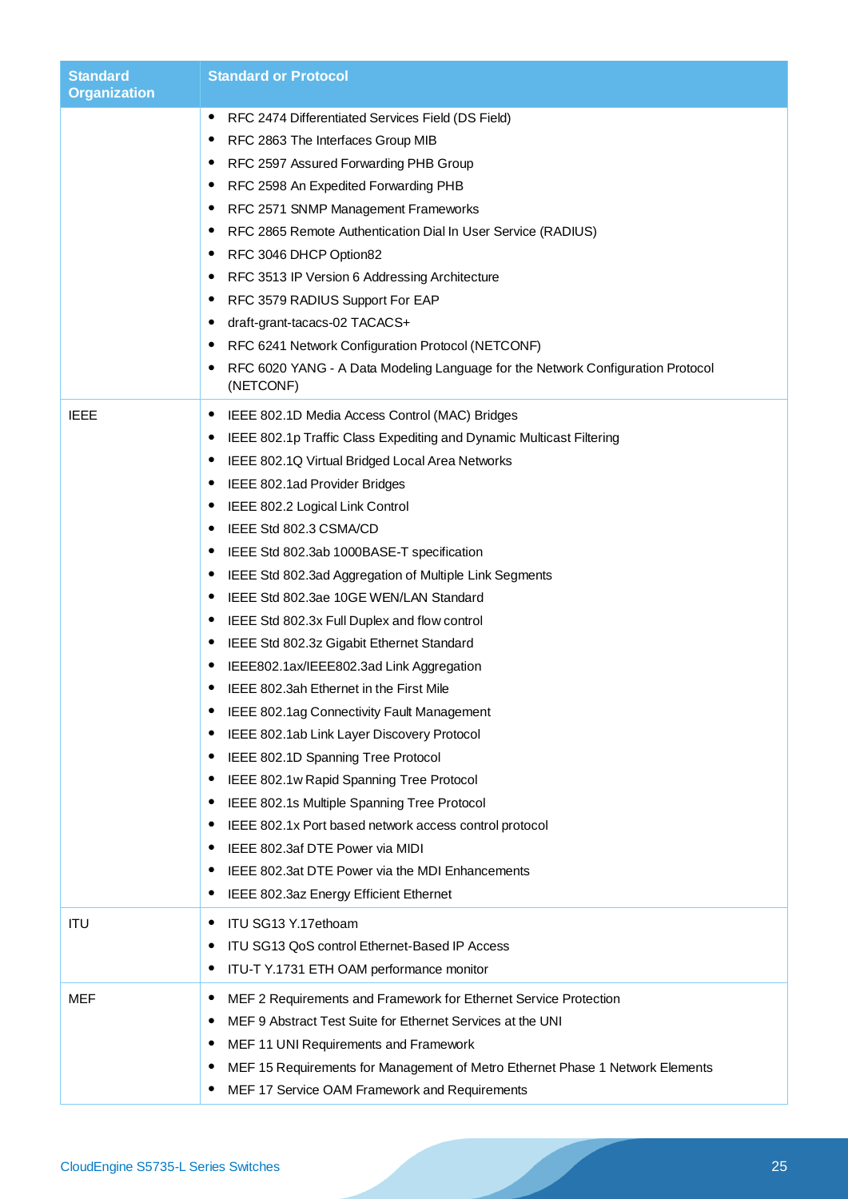| Standard Organization | Standard or Protocol |
|---|---|
| | • RFC 2474 Differentiated Services Field (DS Field)<br>• RFC 2863 The Interfaces Group MIB<br>• RFC 2597 Assured Forwarding PHB Group<br>• RFC 2598 An Expedited Forwarding PHB<br>• RFC 2571 SNMP Management Frameworks<br>• RFC 2865 Remote Authentication Dial In User Service (RADIUS)<br>• RFC 3046 DHCP Option82<br>• RFC 3513 IP Version 6 Addressing Architecture<br>• RFC 3579 RADIUS Support For EAP<br>• draft-grant-tacacs-02 TACACS+<br>• RFC 6241 Network Configuration Protocol (NETCONF)<br>• RFC 6020 YANG - A Data Modeling Language for the Network Configuration Protocol (NETCONF) |
| IEEE | • IEEE 802.1D Media Access Control (MAC) Bridges<br>• IEEE 802.1p Traffic Class Expediting and Dynamic Multicast Filtering<br>• IEEE 802.1Q Virtual Bridged Local Area Networks<br>• IEEE 802.1ad Provider Bridges<br>• IEEE 802.2 Logical Link Control<br>• IEEE Std 802.3 CSMA/CD<br>• IEEE Std 802.3ab 1000BASE-T specification<br>• IEEE Std 802.3ad Aggregation of Multiple Link Segments<br>• IEEE Std 802.3ae 10GE WEN/LAN Standard<br>• IEEE Std 802.3x Full Duplex and flow control<br>• IEEE Std 802.3z Gigabit Ethernet Standard<br>• IEEE802.1ax/IEEE802.3ad Link Aggregation<br>• IEEE 802.3ah Ethernet in the First Mile<br>• IEEE 802.1ag Connectivity Fault Management<br>• IEEE 802.1ab Link Layer Discovery Protocol<br>• IEEE 802.1D Spanning Tree Protocol<br>• IEEE 802.1w Rapid Spanning Tree Protocol<br>• IEEE 802.1s Multiple Spanning Tree Protocol<br>• IEEE 802.1x Port based network access control protocol<br>• IEEE 802.3af DTE Power via MIDI<br>• IEEE 802.3at DTE Power via the MDI Enhancements<br>• IEEE 802.3az Energy Efficient Ethernet |
| ITU | • ITU SG13 Y.17ethoam<br>• ITU SG13 QoS control Ethernet-Based IP Access<br>• ITU-T Y.1731 ETH OAM performance monitor |
| MEF | • MEF 2 Requirements and Framework for Ethernet Service Protection<br>• MEF 9 Abstract Test Suite for Ethernet Services at the UNI<br>• MEF 11 UNI Requirements and Framework<br>• MEF 15 Requirements for Management of Metro Ethernet Phase 1 Network Elements<br>• MEF 17 Service OAM Framework and Requirements |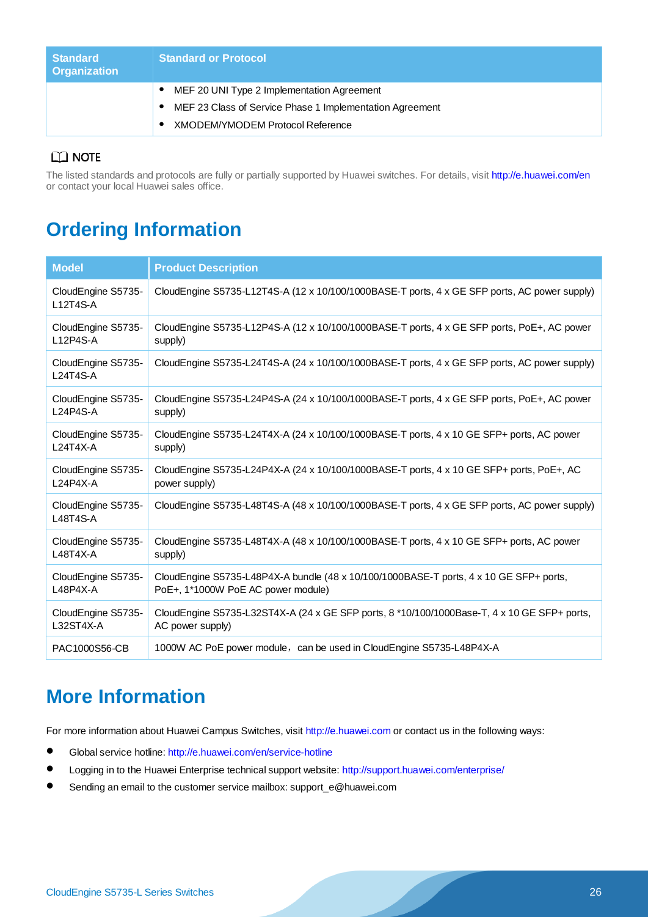| Standard Organization | Standard or Protocol |
|---|---|
| | • MEF 20 UNI Type 2 Implementation Agreement<br>• MEF 23 Class of Service Phase 1 Implementation Agreement<br>• XMODEM/YMODEM Protocol Reference |

**NOTE**

The listed standards and protocols are fully or partially supported by Huawei switches. For details, visit http://e.huawei.com/en or contact your local Huawei sales office.

# Ordering Information

| Model | Product Description |
|---|---|
| CloudEngine S5735-L12T4S-A | CloudEngine S5735-L12T4S-A (12 x 10/100/1000BASE-T ports, 4 x GE SFP ports, AC power supply) |
| CloudEngine S5735-L12P4S-A | CloudEngine S5735-L12P4S-A (12 x 10/100/1000BASE-T ports, 4 x GE SFP ports, PoE+, AC power supply) |
| CloudEngine S5735-L24T4S-A | CloudEngine S5735-L24T4S-A (24 x 10/100/1000BASE-T ports, 4 x GE SFP ports, AC power supply) |
| CloudEngine S5735-L24P4S-A | CloudEngine S5735-L24P4S-A (24 x 10/100/1000BASE-T ports, 4 x GE SFP ports, PoE+, AC power supply) |
| CloudEngine S5735-L24T4X-A | CloudEngine S5735-L24T4X-A (24 x 10/100/1000BASE-T ports, 4 x 10 GE SFP+ ports, AC power supply) |
| CloudEngine S5735-L24P4X-A | CloudEngine S5735-L24P4X-A (24 x 10/100/1000BASE-T ports, 4 x 10 GE SFP+ ports, PoE+, AC power supply) |
| CloudEngine S5735-L48T4S-A | CloudEngine S5735-L48T4S-A (48 x 10/100/1000BASE-T ports, 4 x GE SFP ports, AC power supply) |
| CloudEngine S5735-L48T4X-A | CloudEngine S5735-L48T4X-A (48 x 10/100/1000BASE-T ports, 4 x 10 GE SFP+ ports, AC power supply) |
| CloudEngine S5735-L48P4X-A | CloudEngine S5735-L48P4X-A bundle (48 x 10/100/1000BASE-T ports, 4 x 10 GE SFP+ ports, PoE+, 1*1000W PoE AC power module) |
| CloudEngine S5735-L32ST4X-A | CloudEngine S5735-L32ST4X-A (24 x GE SFP ports, 8 *10/100/1000Base-T, 4 x 10 GE SFP+ ports, AC power supply) |
| PAC1000S56-CB | 1000W AC PoE power module，can be used in CloudEngine S5735-L48P4X-A |

# More Information

For more information about Huawei Campus Switches, visit http://e.huawei.com or contact us in the following ways:

- Global service hotline: http://e.huawei.com/en/service-hotline
- Logging in to the Huawei Enterprise technical support website: http://support.huawei.com/enterprise/
- Sending an email to the customer service mailbox: support_e@huawei.com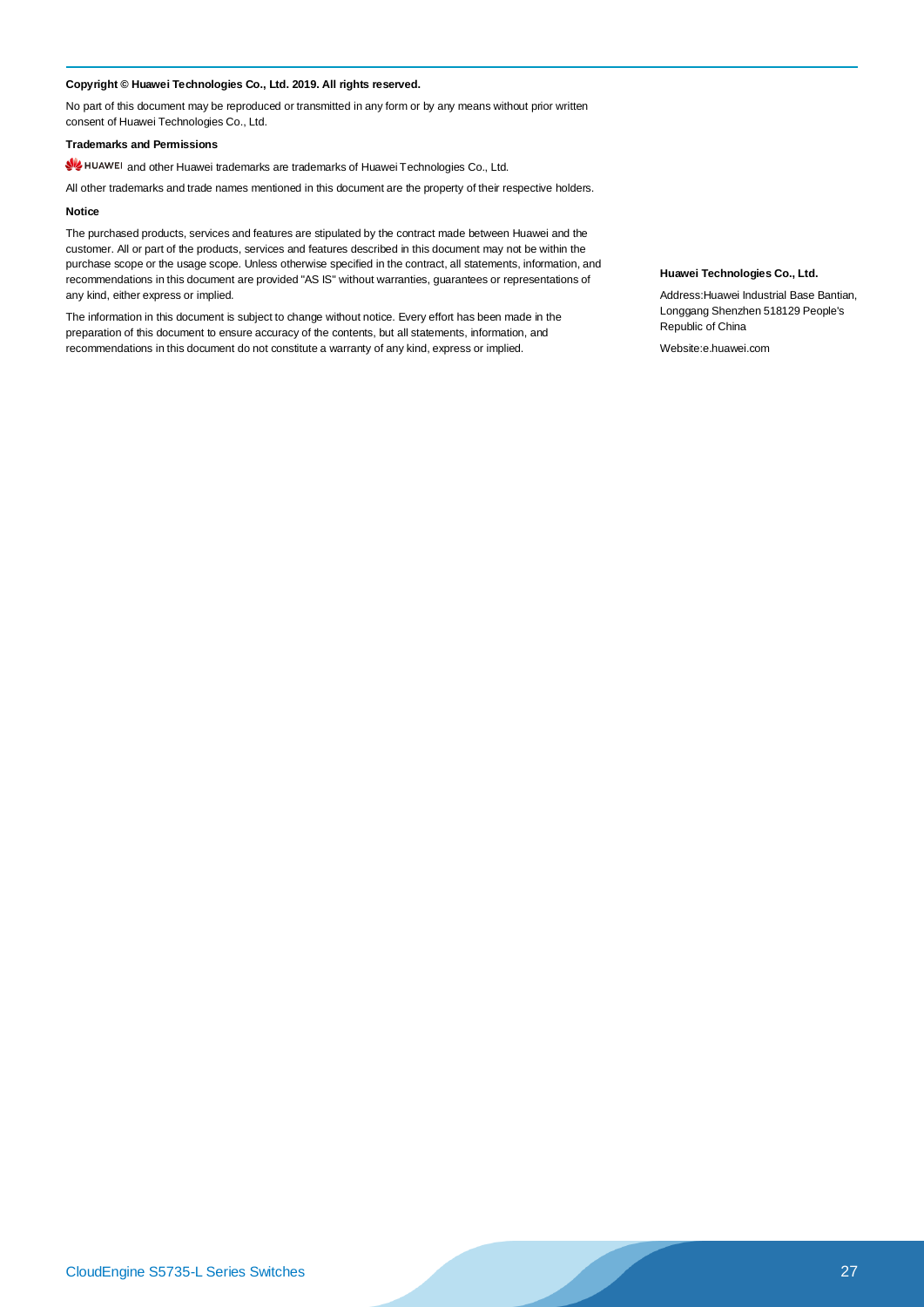**Copyright © Huawei Technologies Co., Ltd. 2019. All rights reserved.**

No part of this document may be reproduced or transmitted in any form or by any means without prior written consent of Huawei Technologies Co., Ltd.

**Trademarks and Permissions**

HUAWEI and other Huawei trademarks are trademarks of Huawei Technologies Co., Ltd.

All other trademarks and trade names mentioned in this document are the property of their respective holders.

**Notice**

The purchased products, services and features are stipulated by the contract made between Huawei and the customer. All or part of the products, services and features described in this document may not be within the purchase scope or the usage scope. Unless otherwise specified in the contract, all statements, information, and recommendations in this document are provided "AS IS" without warranties, guarantees or representations of any kind, either express or implied.

The information in this document is subject to change without notice. Every effort has been made in the preparation of this document to ensure accuracy of the contents, but all statements, information, and recommendations in this document do not constitute a warranty of any kind, express or implied.

**Huawei Technologies Co., Ltd.**

Address:Huawei Industrial Base Bantian, Longgang Shenzhen 518129 People's Republic of China

Website:e.huawei.com